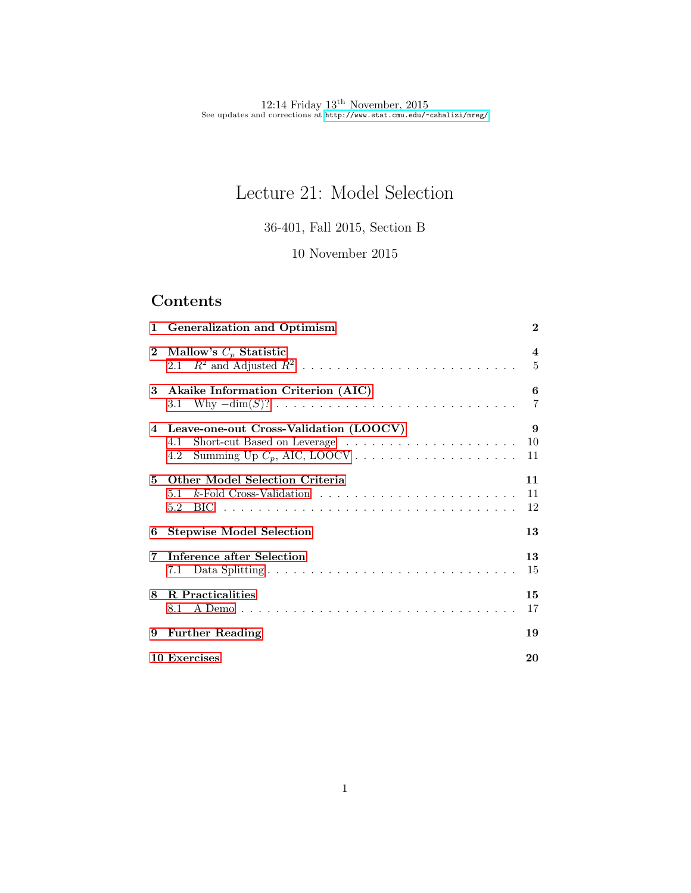12:14 Friday 13th November, 2015
See updates and corrections at http://www.stat.cmu.edu/~cshalizi/mreg/

# Lecture 21: Model Selection

36-401, Fall 2015, Section B

10 November 2015

## Contents

| | | |
|---|---|---|
| **1** | **Generalization and Optimism** | **2** |
| **2** | **Mallow's $C_p$ Statistic** | **4** |
| 2.1 | $R^2$ and Adjusted $R^2$ | 5 |
| **3** | **Akaike Information Criterion (AIC)** | **6** |
| 3.1 | Why $-\dim(S)$? | 7 |
| **4** | **Leave-one-out Cross-Validation (LOOCV)** | **9** |
| 4.1 | Short-cut Based on Leverage | 10 |
| 4.2 | Summing Up $C_p$, AIC, LOOCV | 11 |
| **5** | **Other Model Selection Criteria** | **11** |
| 5.1 | $k$-Fold Cross-Validation | 11 |
| 5.2 | BIC | 12 |
| **6** | **Stepwise Model Selection** | **13** |
| **7** | **Inference after Selection** | **13** |
| 7.1 | Data Splitting | 15 |
| **8** | **R Practicalities** | **15** |
| 8.1 | A Demo | 17 |
| **9** | **Further Reading** | **19** |
| **10** | **Exercises** | **20** |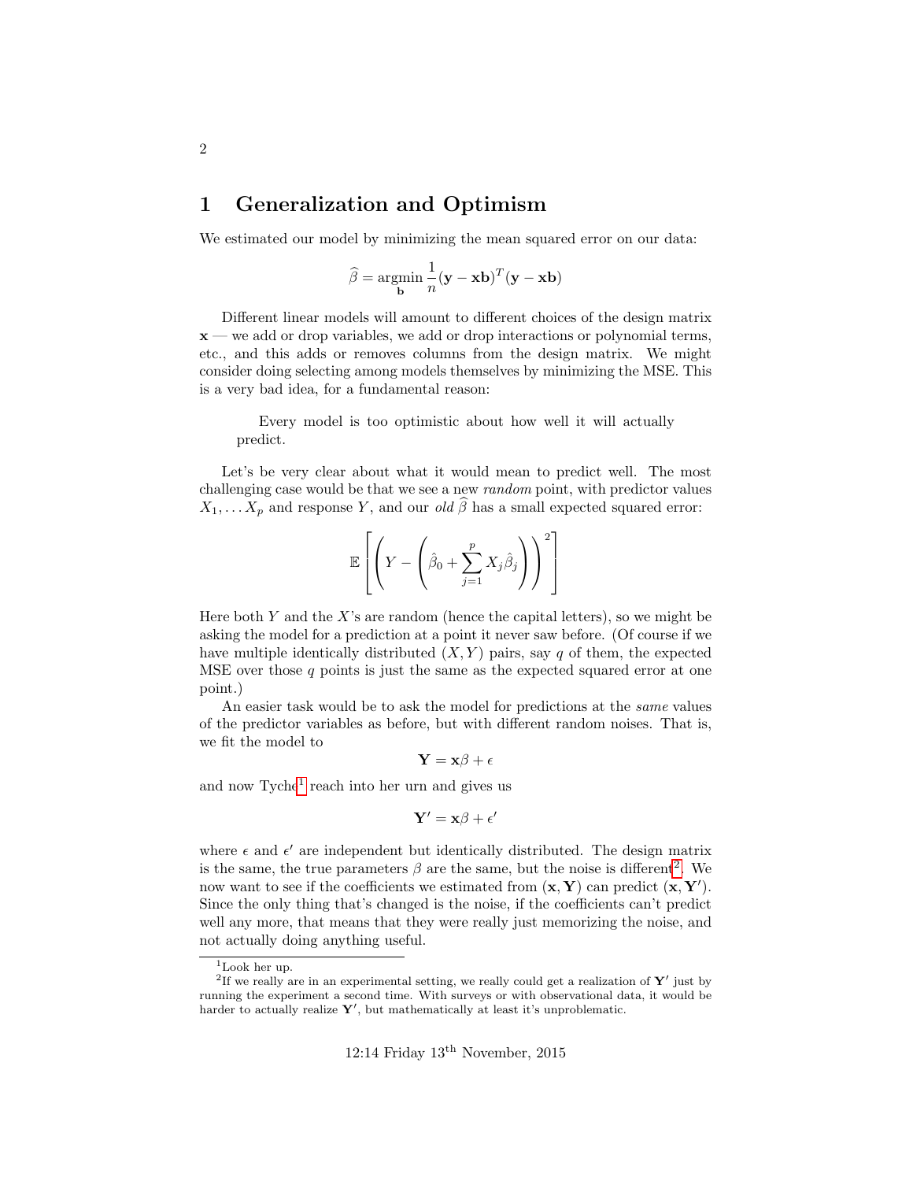# 1 Generalization and Optimism

We estimated our model by minimizing the mean squared error on our data:

$$\widehat{\beta} = \underset{\mathbf{b}}{\operatorname{argmin}} \frac{1}{n}(\mathbf{y} - \mathbf{x}\mathbf{b})^T(\mathbf{y} - \mathbf{x}\mathbf{b})$$

Different linear models will amount to different choices of the design matrix $\mathbf{x}$ — we add or drop variables, we add or drop interactions or polynomial terms, etc., and this adds or removes columns from the design matrix. We might consider doing selecting among models themselves by minimizing the MSE. This is a very bad idea, for a fundamental reason:

> Every model is too optimistic about how well it will actually predict.

Let's be very clear about what it would mean to predict well. The most challenging case would be that we see a new *random* point, with predictor values $X_1, \ldots X_p$ and response $Y$, and our *old* $\widehat{\beta}$ has a small expected squared error:

$$\mathbb{E}\left[\left(Y - \left(\hat{\beta}_0 + \sum_{j=1}^{p} X_j \hat{\beta}_j\right)\right)^2\right]$$

Here both $Y$ and the $X$'s are random (hence the capital letters), so we might be asking the model for a prediction at a point it never saw before. (Of course if we have multiple identically distributed $(X, Y)$ pairs, say $q$ of them, the expected MSE over those $q$ points is just the same as the expected squared error at one point.)

An easier task would be to ask the model for predictions at the *same* values of the predictor variables as before, but with different random noises. That is, we fit the model to

$$\mathbf{Y} = \mathbf{x}\beta + \epsilon$$

and now Tyche[1] reach into her urn and gives us

$$\mathbf{Y}' = \mathbf{x}\beta + \epsilon'$$

where $\epsilon$ and $\epsilon'$ are independent but identically distributed. The design matrix is the same, the true parameters $\beta$ are the same, but the noise is different[2]. We now want to see if the coefficients we estimated from $(\mathbf{x}, \mathbf{Y})$ can predict $(\mathbf{x}, \mathbf{Y}')$. Since the only thing that's changed is the noise, if the coefficients can't predict well any more, that means that they were really just memorizing the noise, and not actually doing anything useful.

---

[1] Look her up.

[2] If we really are in an experimental setting, we really could get a realization of $\mathbf{Y}'$ just by running the experiment a second time. With surveys or with observational data, it would be harder to actually realize $\mathbf{Y}'$, but mathematically at least it's unproblematic.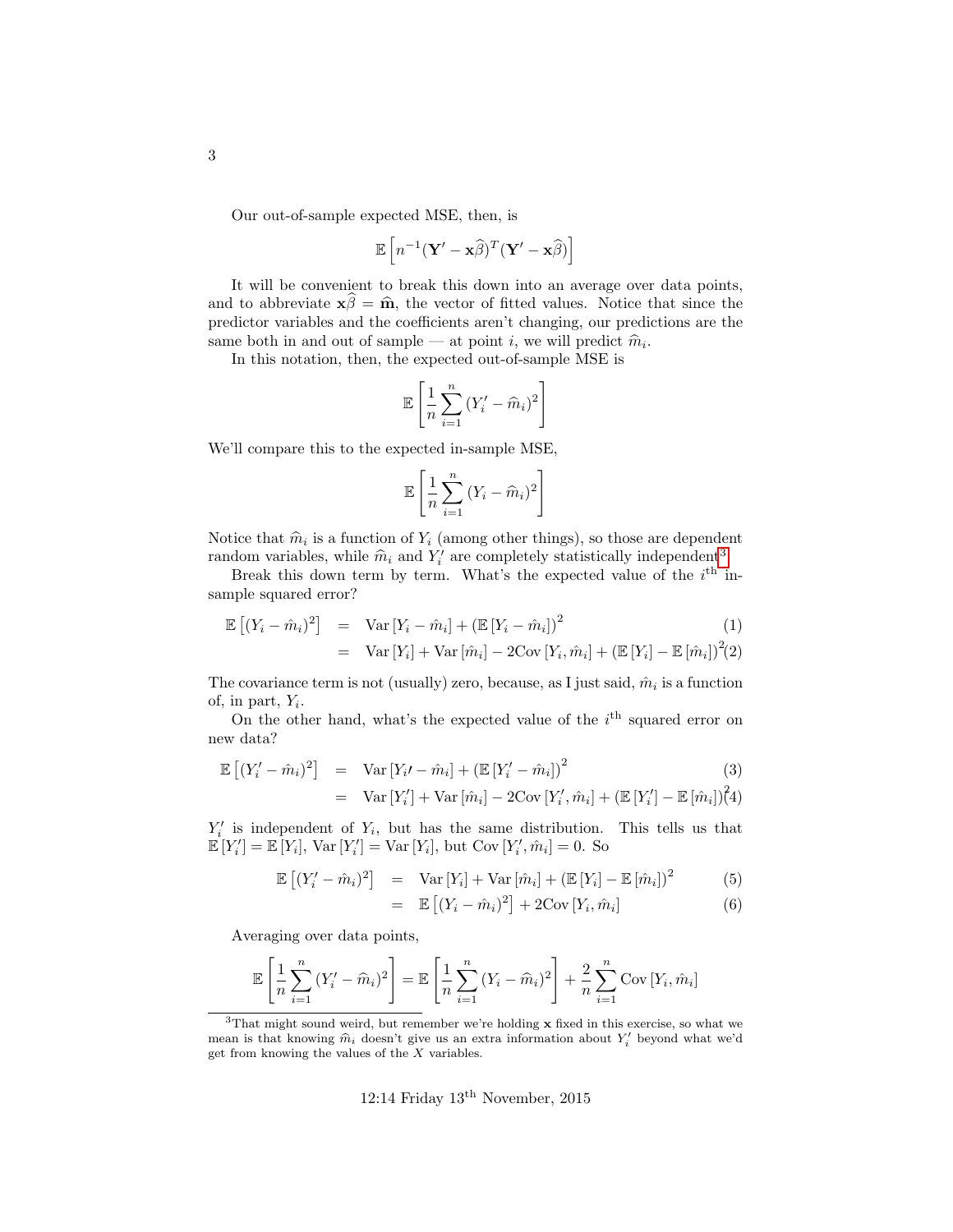Our out-of-sample expected MSE, then, is

$$\mathbb{E}\left[n^{-1}(\mathbf{Y}' - \mathbf{x}\widehat{\beta})^T(\mathbf{Y}' - \mathbf{x}\widehat{\beta})\right]$$

It will be convenient to break this down into an average over data points, and to abbreviate $\mathbf{x}\widehat{\beta} = \widehat{\mathbf{m}}$, the vector of fitted values. Notice that since the predictor variables and the coefficients aren't changing, our predictions are the same both in and out of sample — at point $i$, we will predict $\widehat{m}_i$.

In this notation, then, the expected out-of-sample MSE is

$$\mathbb{E}\left[\frac{1}{n}\sum_{i=1}^{n}(Y_i' - \widehat{m}_i)^2\right]$$

We'll compare this to the expected in-sample MSE,

$$\mathbb{E}\left[\frac{1}{n}\sum_{i=1}^{n}(Y_i - \widehat{m}_i)^2\right]$$

Notice that $\widehat{m}_i$ is a function of $Y_i$ (among other things), so those are dependent random variables, while $\widehat{m}_i$ and $Y_i'$ are completely statistically independent[3].

Break this down term by term. What's the expected value of the $i^{\text{th}}$ in-sample squared error?

$$\begin{aligned}
\mathbb{E}\left[(Y_i - \hat{m}_i)^2\right] &= \text{Var}\left[Y_i - \hat{m}_i\right] + \left(\mathbb{E}\left[Y_i - \hat{m}_i\right]\right)^2 & (1)\\
&= \text{Var}\left[Y_i\right] + \text{Var}\left[\hat{m}_i\right] - 2\text{Cov}\left[Y_i, \hat{m}_i\right] + \left(\mathbb{E}\left[Y_i\right] - \mathbb{E}\left[\hat{m}_i\right]\right)^2 & (2)
\end{aligned}$$

The covariance term is not (usually) zero, because, as I just said, $\hat{m}_i$ is a function of, in part, $Y_i$.

On the other hand, what's the expected value of the $i^{\text{th}}$ squared error on new data?

$$\begin{aligned}
\mathbb{E}\left[(Y_i' - \hat{m}_i)^2\right] &= \text{Var}\left[Y_i' - \hat{m}_i\right] + \left(\mathbb{E}\left[Y_i' - \hat{m}_i\right]\right)^2 & (3)\\
&= \text{Var}\left[Y_i'\right] + \text{Var}\left[\hat{m}_i\right] - 2\text{Cov}\left[Y_i', \hat{m}_i\right] + \left(\mathbb{E}\left[Y_i'\right] - \mathbb{E}\left[\hat{m}_i\right]\right)^2 & (4)
\end{aligned}$$

$Y_i'$ is independent of $Y_i$, but has the same distribution. This tells us that $\mathbb{E}\left[Y_i'\right] = \mathbb{E}\left[Y_i\right]$, $\text{Var}\left[Y_i'\right] = \text{Var}\left[Y_i\right]$, but $\text{Cov}\left[Y_i', \hat{m}_i\right] = 0$. So

$$\begin{aligned}
\mathbb{E}\left[(Y_i' - \hat{m}_i)^2\right] &= \text{Var}\left[Y_i\right] + \text{Var}\left[\hat{m}_i\right] + \left(\mathbb{E}\left[Y_i\right] - \mathbb{E}\left[\hat{m}_i\right]\right)^2 & (5)\\
&= \mathbb{E}\left[(Y_i - \hat{m}_i)^2\right] + 2\text{Cov}\left[Y_i, \hat{m}_i\right] & (6)
\end{aligned}$$

Averaging over data points,

$$\mathbb{E}\left[\frac{1}{n}\sum_{i=1}^{n}(Y_i' - \hat{m}_i)^2\right] = \mathbb{E}\left[\frac{1}{n}\sum_{i=1}^{n}(Y_i - \widehat{m}_i)^2\right] + \frac{2}{n}\sum_{i=1}^{n}\text{Cov}\left[Y_i, \hat{m}_i\right]$$

[3] That might sound weird, but remember we're holding $\mathbf{x}$ fixed in this exercise, so what we mean is that knowing $\widehat{m}_i$ doesn't give us an extra information about $Y_i'$ beyond what we'd get from knowing the values of the $X$ variables.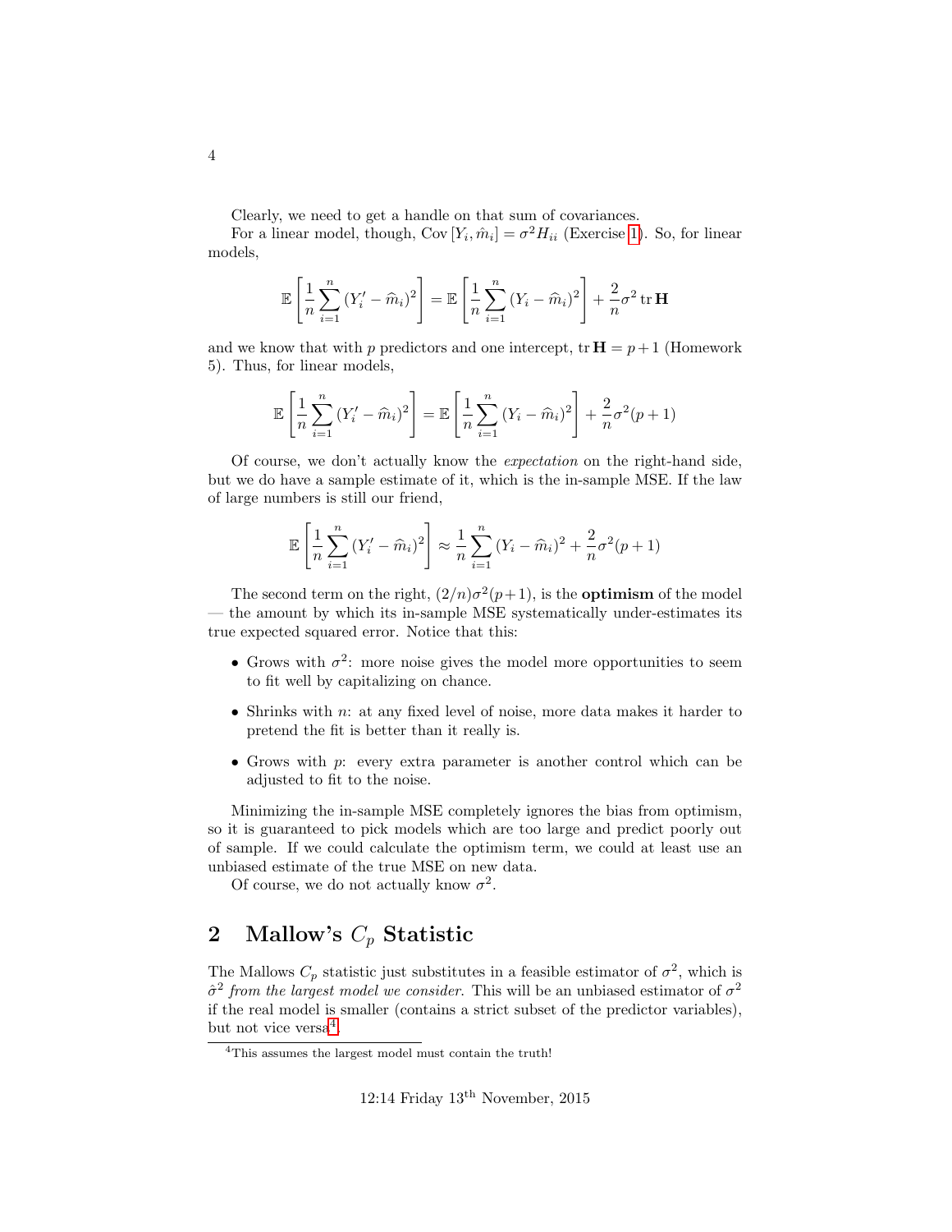Clearly, we need to get a handle on that sum of covariances.

For a linear model, though, $\text{Cov}[Y_i, \hat{m}_i] = \sigma^2 H_{ii}$ (Exercise 1). So, for linear models,

$$\mathbb{E}\left[\frac{1}{n}\sum_{i=1}^{n}(Y_i' - \widehat{m}_i)^2\right] = \mathbb{E}\left[\frac{1}{n}\sum_{i=1}^{n}(Y_i - \widehat{m}_i)^2\right] + \frac{2}{n}\sigma^2 \operatorname{tr}\mathbf{H}$$

and we know that with $p$ predictors and one intercept, $\operatorname{tr}\mathbf{H} = p+1$ (Homework 5). Thus, for linear models,

$$\mathbb{E}\left[\frac{1}{n}\sum_{i=1}^{n}(Y_i' - \widehat{m}_i)^2\right] = \mathbb{E}\left[\frac{1}{n}\sum_{i=1}^{n}(Y_i - \widehat{m}_i)^2\right] + \frac{2}{n}\sigma^2(p+1)$$

Of course, we don't actually know the *expectation* on the right-hand side, but we do have a sample estimate of it, which is the in-sample MSE. If the law of large numbers is still our friend,

$$\mathbb{E}\left[\frac{1}{n}\sum_{i=1}^{n}(Y_i' - \widehat{m}_i)^2\right] \approx \frac{1}{n}\sum_{i=1}^{n}(Y_i - \widehat{m}_i)^2 + \frac{2}{n}\sigma^2(p+1)$$

The second term on the right, $(2/n)\sigma^2(p+1)$, is the **optimism** of the model — the amount by which its in-sample MSE systematically under-estimates its true expected squared error. Notice that this:

- Grows with $\sigma^2$: more noise gives the model more opportunities to seem to fit well by capitalizing on chance.
- Shrinks with $n$: at any fixed level of noise, more data makes it harder to pretend the fit is better than it really is.
- Grows with $p$: every extra parameter is another control which can be adjusted to fit to the noise.

Minimizing the in-sample MSE completely ignores the bias from optimism, so it is guaranteed to pick models which are too large and predict poorly out of sample. If we could calculate the optimism term, we could at least use an unbiased estimate of the true MSE on new data.

Of course, we do not actually know $\sigma^2$.

## 2 Mallow's $C_p$ Statistic

The Mallows $C_p$ statistic just substitutes in a feasible estimator of $\sigma^2$, which is $\hat{\sigma}^2$ *from the largest model we consider*. This will be an unbiased estimator of $\sigma^2$ if the real model is smaller (contains a strict subset of the predictor variables), but not vice versa[4].

[4] This assumes the largest model must contain the truth!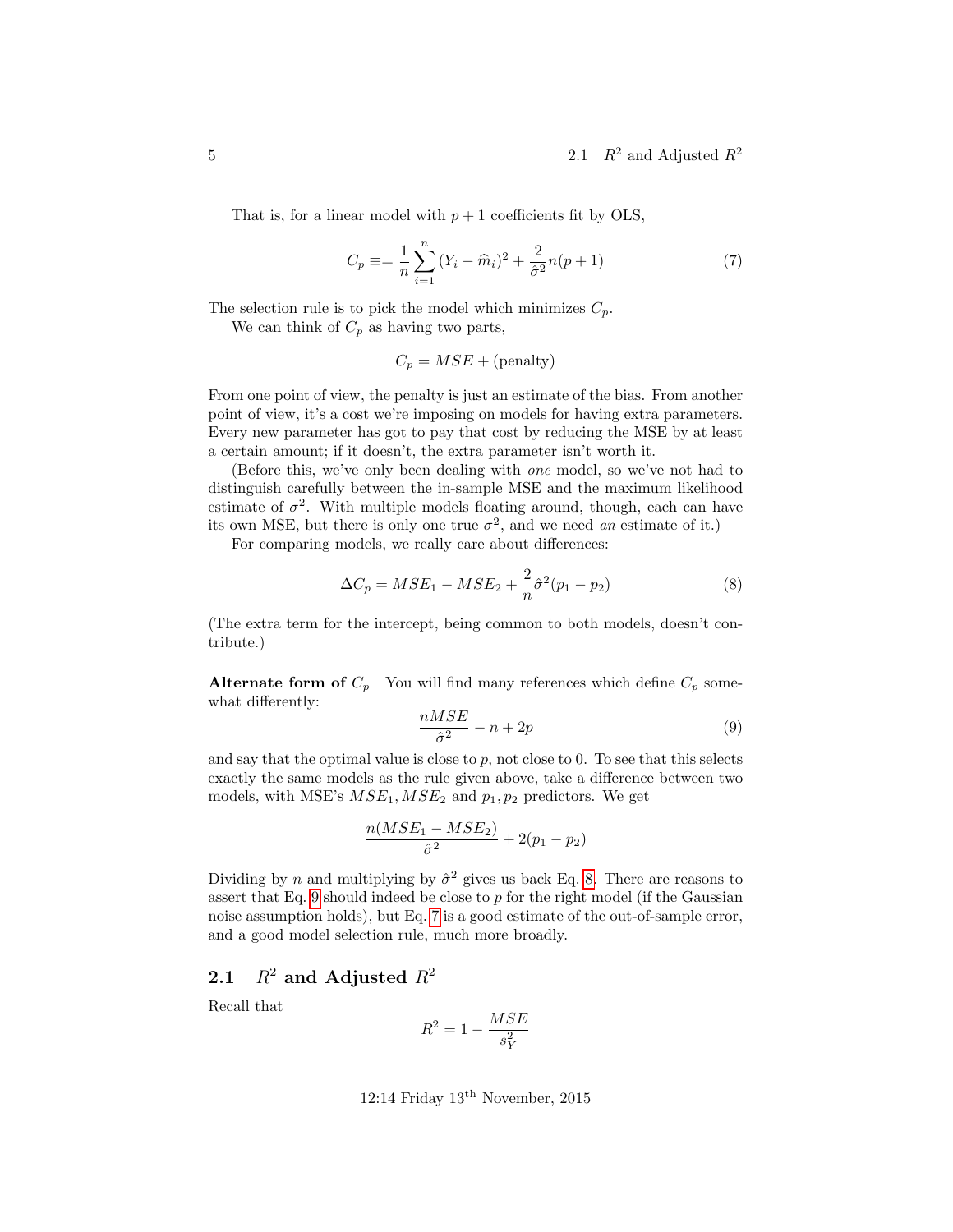That is, for a linear model with $p+1$ coefficients fit by OLS,

$$C_p \equiv= \frac{1}{n}\sum_{i=1}^{n}(Y_i - \widehat{m}_i)^2 + \frac{2}{\hat{\sigma}^2}n(p+1) \tag{7}$$

The selection rule is to pick the model which minimizes $C_p$.

We can think of $C_p$ as having two parts,

$$C_p = MSE + \text{(penalty)}$$

From one point of view, the penalty is just an estimate of the bias. From another point of view, it's a cost we're imposing on models for having extra parameters. Every new parameter has got to pay that cost by reducing the MSE by at least a certain amount; if it doesn't, the extra parameter isn't worth it.

(Before this, we've only been dealing with *one* model, so we've not had to distinguish carefully between the in-sample MSE and the maximum likelihood estimate of $\sigma^2$. With multiple models floating around, though, each can have its own MSE, but there is only one true $\sigma^2$, and we need *an* estimate of it.)

For comparing models, we really care about differences:

$$\Delta C_p = MSE_1 - MSE_2 + \frac{2}{n}\hat{\sigma}^2(p_1 - p_2) \tag{8}$$

(The extra term for the intercept, being common to both models, doesn't contribute.)

**Alternate form of $C_p$** You will find many references which define $C_p$ somewhat differently:

$$\frac{nMSE}{\hat{\sigma}^2} - n + 2p \tag{9}$$

and say that the optimal value is close to $p$, not close to 0. To see that this selects exactly the same models as the rule given above, take a difference between two models, with MSE's $MSE_1, MSE_2$ and $p_1, p_2$ predictors. We get

$$\frac{n(MSE_1 - MSE_2)}{\hat{\sigma}^2} + 2(p_1 - p_2)$$

Dividing by $n$ and multiplying by $\hat{\sigma}^2$ gives us back Eq. 8. There are reasons to assert that Eq. 9 should indeed be close to $p$ for the right model (if the Gaussian noise assumption holds), but Eq. 7 is a good estimate of the out-of-sample error, and a good model selection rule, much more broadly.

## 2.1 $R^2$ and Adjusted $R^2$

Recall that

$$R^2 = 1 - \frac{MSE}{s_Y^2}$$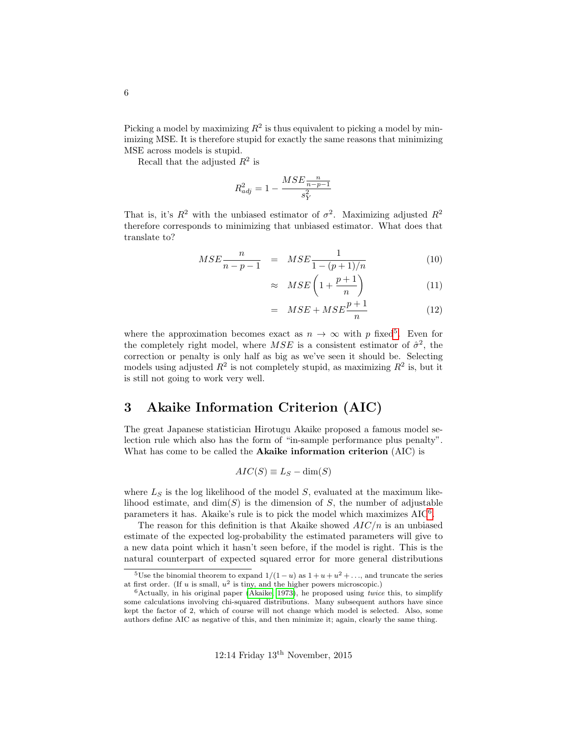Picking a model by maximizing $R^2$ is thus equivalent to picking a model by minimizing MSE. It is therefore stupid for exactly the same reasons that minimizing MSE across models is stupid.

Recall that the adjusted $R^2$ is

$$R^2_{adj} = 1 - \frac{MSE\frac{n}{n-p-1}}{s^2_Y}$$

That is, it's $R^2$ with the unbiased estimator of $\sigma^2$. Maximizing adjusted $R^2$ therefore corresponds to minimizing that unbiased estimator. What does that translate to?

$$MSE\frac{n}{n-p-1} = MSE\frac{1}{1-(p+1)/n} \tag{10}$$

$$\approx MSE\left(1 + \frac{p+1}{n}\right) \tag{11}$$

$$= MSE + MSE\frac{p+1}{n} \tag{12}$$

where the approximation becomes exact as $n \to \infty$ with $p$ fixed[5]. Even for the completely right model, where $MSE$ is a consistent estimator of $\hat{\sigma}^2$, the correction or penalty is only half as big as we've seen it should be. Selecting models using adjusted $R^2$ is not completely stupid, as maximizing $R^2$ is, but it is still not going to work very well.

## 3 Akaike Information Criterion (AIC)

The great Japanese statistician Hirotugu Akaike proposed a famous model selection rule which also has the form of "in-sample performance plus penalty". What has come to be called the **Akaike information criterion** (AIC) is

$$AIC(S) \equiv L_S - \dim(S)$$

where $L_S$ is the log likelihood of the model $S$, evaluated at the maximum likelihood estimate, and $\dim(S)$ is the dimension of $S$, the number of adjustable parameters it has. Akaike's rule is to pick the model which maximizes AIC[6].

The reason for this definition is that Akaike showed $AIC/n$ is an unbiased estimate of the expected log-probability the estimated parameters will give to a new data point which it hasn't seen before, if the model is right. This is the natural counterpart of expected squared error for more general distributions

[5] Use the binomial theorem to expand $1/(1-u)$ as $1 + u + u^2 + \ldots$, and truncate the series at first order. (If $u$ is small, $u^2$ is tiny, and the higher powers microscopic.)

[6] Actually, in his original paper (Akaike, 1973), he proposed using *twice* this, to simplify some calculations involving chi-squared distributions. Many subsequent authors have since kept the factor of 2, which of course will not change which model is selected. Also, some authors define AIC as negative of this, and then minimize it; again, clearly the same thing.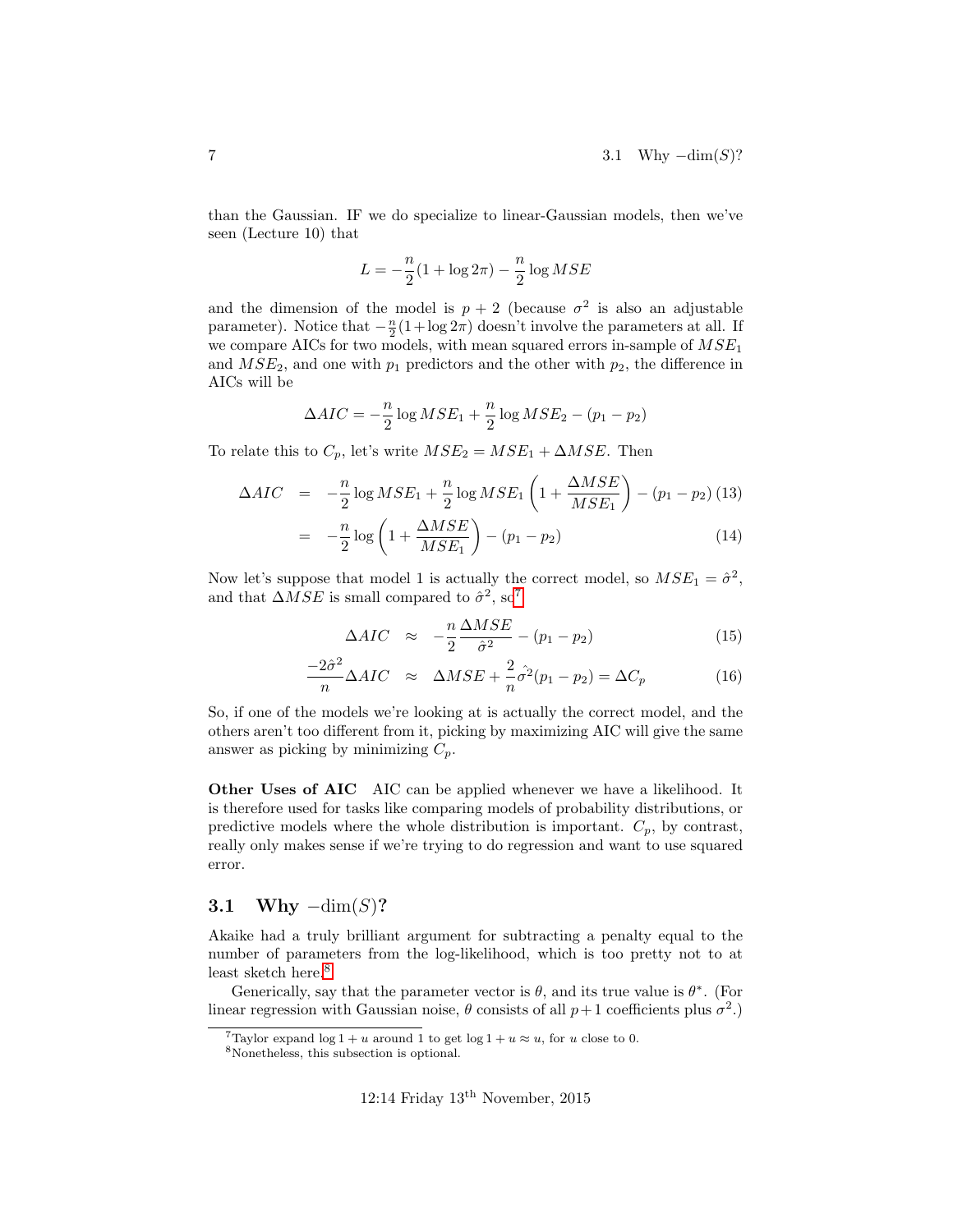than the Gaussian. IF we do specialize to linear-Gaussian models, then we've seen (Lecture 10) that

$$L = -\frac{n}{2}(1 + \log 2\pi) - \frac{n}{2}\log MSE$$

and the dimension of the model is $p + 2$ (because $\sigma^2$ is also an adjustable parameter). Notice that $-\frac{n}{2}(1+\log 2\pi)$ doesn't involve the parameters at all. If we compare AICs for two models, with mean squared errors in-sample of $MSE_1$ and $MSE_2$, and one with $p_1$ predictors and the other with $p_2$, the difference in AICs will be

$$\Delta AIC = -\frac{n}{2}\log MSE_1 + \frac{n}{2}\log MSE_2 - (p_1 - p_2)$$

To relate this to $C_p$, let's write $MSE_2 = MSE_1 + \Delta MSE$. Then

$$\Delta AIC = -\frac{n}{2}\log MSE_1 + \frac{n}{2}\log MSE_1\left(1 + \frac{\Delta MSE}{MSE_1}\right) - (p_1 - p_2) \quad (13)$$

$$= -\frac{n}{2}\log\left(1 + \frac{\Delta MSE}{MSE_1}\right) - (p_1 - p_2) \quad (14)$$

Now let's suppose that model 1 is actually the correct model, so $MSE_1 = \hat{\sigma}^2$, and that $\Delta MSE$ is small compared to $\hat{\sigma}^2$, so[7]

$$\Delta AIC \approx -\frac{n}{2}\frac{\Delta MSE}{\hat{\sigma}^2} - (p_1 - p_2) \quad (15)$$

$$\frac{-2\hat{\sigma}^2}{n}\Delta AIC \approx \Delta MSE + \frac{2}{n}\hat{\sigma}^2(p_1 - p_2) = \Delta C_p \quad (16)$$

So, if one of the models we're looking at is actually the correct model, and the others aren't too different from it, picking by maximizing AIC will give the same answer as picking by minimizing $C_p$.

**Other Uses of AIC** AIC can be applied whenever we have a likelihood. It is therefore used for tasks like comparing models of probability distributions, or predictive models where the whole distribution is important. $C_p$, by contrast, really only makes sense if we're trying to do regression and want to use squared error.

## 3.1 Why $-\dim(S)$?

Akaike had a truly brilliant argument for subtracting a penalty equal to the number of parameters from the log-likelihood, which is too pretty not to at least sketch here.[8]

Generically, say that the parameter vector is $\theta$, and its true value is $\theta^*$. (For linear regression with Gaussian noise, $\theta$ consists of all $p+1$ coefficients plus $\sigma^2$.)

[7] Taylor expand $\log 1 + u$ around 1 to get $\log 1 + u \approx u$, for $u$ close to 0.

[8] Nonetheless, this subsection is optional.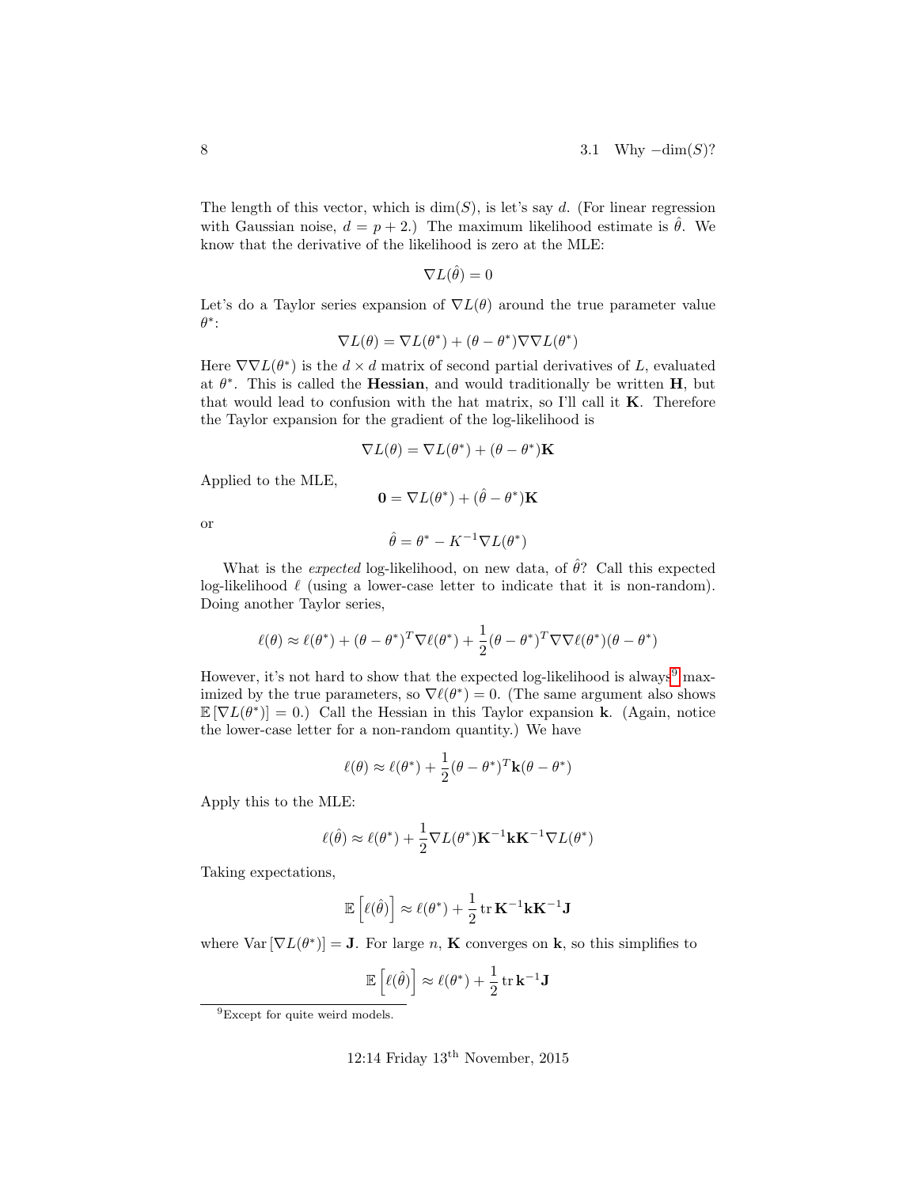The length of this vector, which is $\dim(S)$, is let's say $d$. (For linear regression with Gaussian noise, $d = p + 2$.) The maximum likelihood estimate is $\hat{\theta}$. We know that the derivative of the likelihood is zero at the MLE:

$$\nabla L(\hat{\theta}) = 0$$

Let's do a Taylor series expansion of $\nabla L(\theta)$ around the true parameter value $\theta^*$:

$$\nabla L(\theta) = \nabla L(\theta^*) + (\theta - \theta^*)\nabla\nabla L(\theta^*)$$

Here $\nabla\nabla L(\theta^*)$ is the $d \times d$ matrix of second partial derivatives of $L$, evaluated at $\theta^*$. This is called the **Hessian**, and would traditionally be written $\mathbf{H}$, but that would lead to confusion with the hat matrix, so I'll call it $\mathbf{K}$. Therefore the Taylor expansion for the gradient of the log-likelihood is

$$\nabla L(\theta) = \nabla L(\theta^*) + (\theta - \theta^*)\mathbf{K}$$

Applied to the MLE,

$$\mathbf{0} = \nabla L(\theta^*) + (\hat{\theta} - \theta^*)\mathbf{K}$$

or

$$\hat{\theta} = \theta^* - K^{-1}\nabla L(\theta^*)$$

What is the *expected* log-likelihood, on new data, of $\hat{\theta}$? Call this expected log-likelihood $\ell$ (using a lower-case letter to indicate that it is non-random). Doing another Taylor series,

$$\ell(\theta) \approx \ell(\theta^*) + (\theta - \theta^*)^T \nabla\ell(\theta^*) + \frac{1}{2}(\theta - \theta^*)^T \nabla\nabla\ell(\theta^*)(\theta - \theta^*)$$

However, it's not hard to show that the expected log-likelihood is always[9] maximized by the true parameters, so $\nabla\ell(\theta^*) = 0$. (The same argument also shows $\mathbb{E}\left[\nabla L(\theta^*)\right] = 0$.) Call the Hessian in this Taylor expansion $\mathbf{k}$. (Again, notice the lower-case letter for a non-random quantity.) We have

$$\ell(\theta) \approx \ell(\theta^*) + \frac{1}{2}(\theta - \theta^*)^T \mathbf{k}(\theta - \theta^*)$$

Apply this to the MLE:

$$\ell(\hat{\theta}) \approx \ell(\theta^*) + \frac{1}{2}\nabla L(\theta^*)\mathbf{K}^{-1}\mathbf{k}\mathbf{K}^{-1}\nabla L(\theta^*)$$

Taking expectations,

$$\mathbb{E}\left[\ell(\hat{\theta})\right] \approx \ell(\theta^*) + \frac{1}{2}\operatorname{tr}\mathbf{K}^{-1}\mathbf{k}\mathbf{K}^{-1}\mathbf{J}$$

where $\operatorname{Var}\left[\nabla L(\theta^*)\right] = \mathbf{J}$. For large $n$, $\mathbf{K}$ converges on $\mathbf{k}$, so this simplifies to

$$\mathbb{E}\left[\ell(\hat{\theta})\right] \approx \ell(\theta^*) + \frac{1}{2}\operatorname{tr}\mathbf{k}^{-1}\mathbf{J}$$

[9] Except for quite weird models.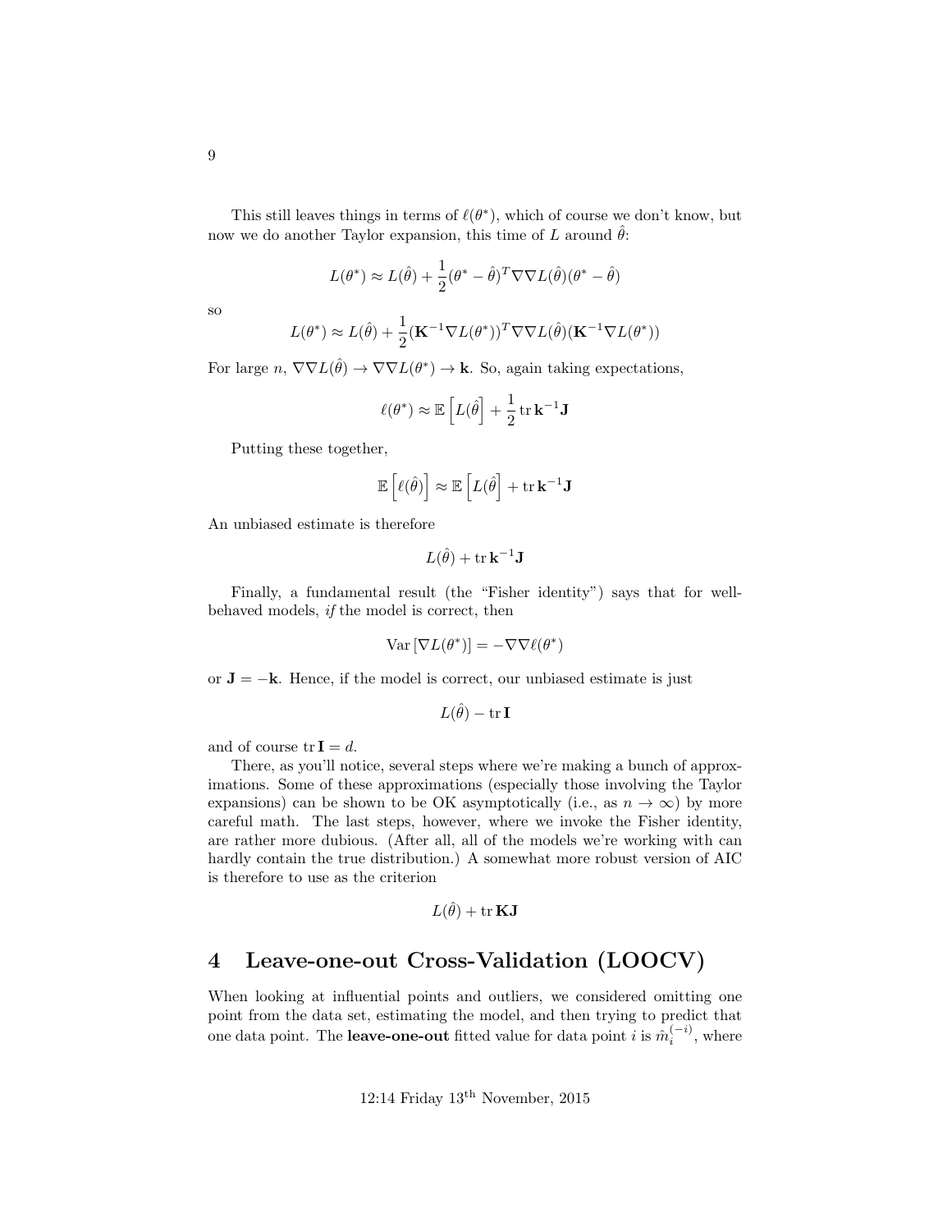This still leaves things in terms of $\ell(\theta^*)$, which of course we don't know, but now we do another Taylor expansion, this time of $L$ around $\hat{\theta}$:

$$L(\theta^*) \approx L(\hat{\theta}) + \frac{1}{2}(\theta^* - \hat{\theta})^T \nabla\nabla L(\hat{\theta})(\theta^* - \hat{\theta})$$

so

$$L(\theta^*) \approx L(\hat{\theta}) + \frac{1}{2}(\mathbf{K}^{-1}\nabla L(\theta^*))^T \nabla\nabla L(\hat{\theta})(\mathbf{K}^{-1}\nabla L(\theta^*))$$

For large $n$, $\nabla\nabla L(\hat{\theta}) \to \nabla\nabla L(\theta^*) \to \mathbf{k}$. So, again taking expectations,

$$\ell(\theta^*) \approx \mathbb{E}\left[L(\hat{\theta}\right] + \frac{1}{2}\operatorname{tr}\mathbf{k}^{-1}\mathbf{J}$$

Putting these together,

$$\mathbb{E}\left[\ell(\hat{\theta})\right] \approx \mathbb{E}\left[L(\hat{\theta}\right] + \operatorname{tr}\mathbf{k}^{-1}\mathbf{J}$$

An unbiased estimate is therefore

$$L(\hat{\theta}) + \operatorname{tr}\mathbf{k}^{-1}\mathbf{J}$$

Finally, a fundamental result (the "Fisher identity") says that for well-behaved models, *if* the model is correct, then

$$\operatorname{Var}\left[\nabla L(\theta^*)\right] = -\nabla\nabla\ell(\theta^*)$$

or $\mathbf{J} = -\mathbf{k}$. Hence, if the model is correct, our unbiased estimate is just

$$L(\hat{\theta}) - \operatorname{tr}\mathbf{I}$$

and of course $\operatorname{tr}\mathbf{I} = d$.

There, as you'll notice, several steps where we're making a bunch of approximations. Some of these approximations (especially those involving the Taylor expansions) can be shown to be OK asymptotically (i.e., as $n \to \infty$) by more careful math. The last steps, however, where we invoke the Fisher identity, are rather more dubious. (After all, all of the models we're working with can hardly contain the true distribution.) A somewhat more robust version of AIC is therefore to use as the criterion

$$L(\hat{\theta}) + \operatorname{tr}\mathbf{KJ}$$

## 4 Leave-one-out Cross-Validation (LOOCV)

When looking at influential points and outliers, we considered omitting one point from the data set, estimating the model, and then trying to predict that one data point. The **leave-one-out** fitted value for data point $i$ is $\hat{m}_i^{(-i)}$, where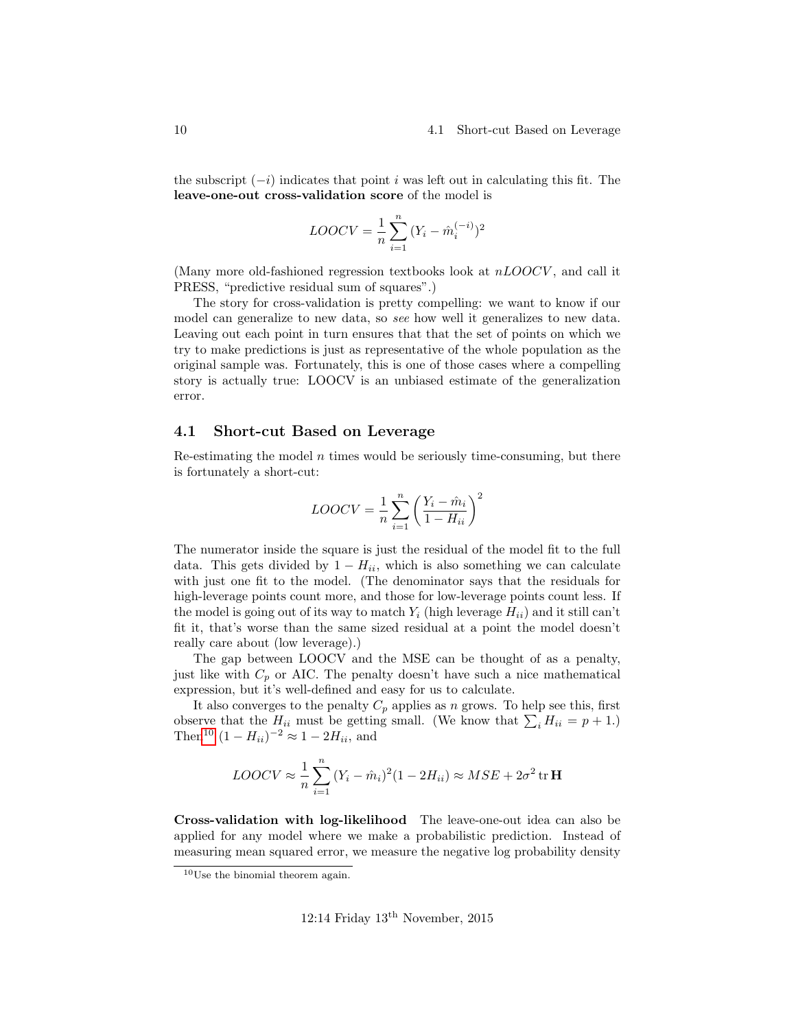the subscript $(-i)$ indicates that point $i$ was left out in calculating this fit. The **leave-one-out cross-validation score** of the model is

$$LOOCV = \frac{1}{n}\sum_{i=1}^{n}(Y_i - \hat{m}_i^{(-i)})^2$$

(Many more old-fashioned regression textbooks look at $nLOOCV$, and call it PRESS, "predictive residual sum of squares".)

The story for cross-validation is pretty compelling: we want to know if our model can generalize to new data, so *see* how well it generalizes to new data. Leaving out each point in turn ensures that that the set of points on which we try to make predictions is just as representative of the whole population as the original sample was. Fortunately, this is one of those cases where a compelling story is actually true: LOOCV is an unbiased estimate of the generalization error.

## 4.1 Short-cut Based on Leverage

Re-estimating the model $n$ times would be seriously time-consuming, but there is fortunately a short-cut:

$$LOOCV = \frac{1}{n}\sum_{i=1}^{n}\left(\frac{Y_i - \hat{m}_i}{1 - H_{ii}}\right)^2$$

The numerator inside the square is just the residual of the model fit to the full data. This gets divided by $1 - H_{ii}$, which is also something we can calculate with just one fit to the model. (The denominator says that the residuals for high-leverage points count more, and those for low-leverage points count less. If the model is going out of its way to match $Y_i$ (high leverage $H_{ii}$) and it still can't fit it, that's worse than the same sized residual at a point the model doesn't really care about (low leverage).)

The gap between LOOCV and the MSE can be thought of as a penalty, just like with $C_p$ or AIC. The penalty doesn't have such a nice mathematical expression, but it's well-defined and easy for us to calculate.

It also converges to the penalty $C_p$ applies as $n$ grows. To help see this, first observe that the $H_{ii}$ must be getting small. (We know that $\sum_i H_{ii} = p + 1$.) Then[10] $(1 - H_{ii})^{-2} \approx 1 - 2H_{ii}$, and

$$LOOCV \approx \frac{1}{n}\sum_{i=1}^{n}(Y_i - \hat{m}_i)^2(1 - 2H_{ii}) \approx MSE + 2\sigma^2 \operatorname{tr} \mathbf{H}$$

**Cross-validation with log-likelihood** The leave-one-out idea can also be applied for any model where we make a probabilistic prediction. Instead of measuring mean squared error, we measure the negative log probability density

[10] Use the binomial theorem again.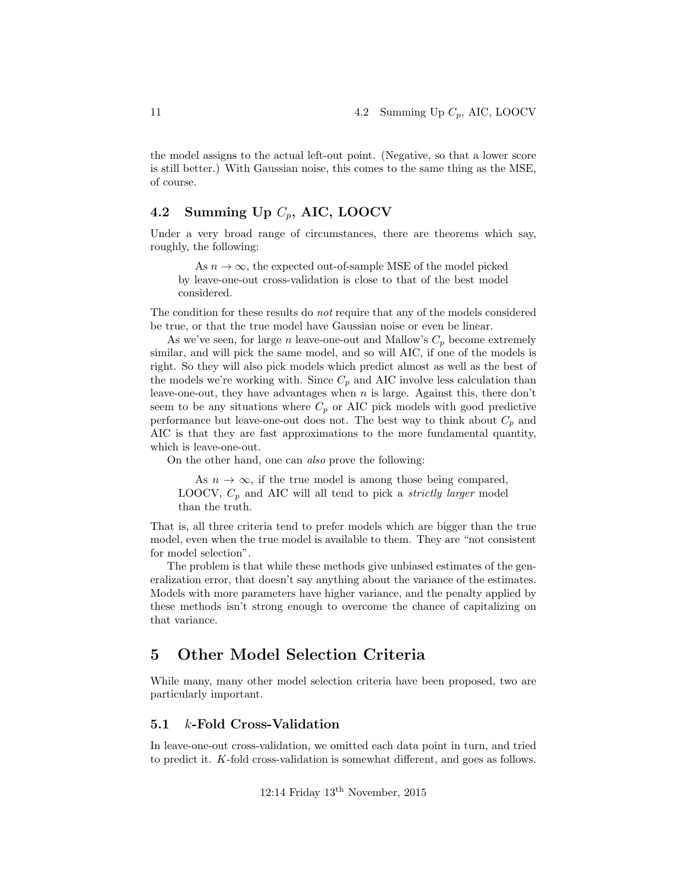the model assigns to the actual left-out point. (Negative, so that a lower score is still better.) With Gaussian noise, this comes to the same thing as the MSE, of course.

### 4.2 Summing Up $C_p$, AIC, LOOCV

Under a very broad range of circumstances, there are theorems which say, roughly, the following:

> As $n \to \infty$, the expected out-of-sample MSE of the model picked by leave-one-out cross-validation is close to that of the best model considered.

The condition for these results do *not* require that any of the models considered be true, or that the true model have Gaussian noise or even be linear.

As we've seen, for large $n$ leave-one-out and Mallow's $C_p$ become extremely similar, and will pick the same model, and so will AIC, if one of the models is right. So they will also pick models which predict almost as well as the best of the models we're working with. Since $C_p$ and AIC involve less calculation than leave-one-out, they have advantages when $n$ is large. Against this, there don't seem to be any situations where $C_p$ or AIC pick models with good predictive performance but leave-one-out does not. The best way to think about $C_p$ and AIC is that they are fast approximations to the more fundamental quantity, which is leave-one-out.

On the other hand, one can *also* prove the following:

> As $n \to \infty$, if the true model is among those being compared, LOOCV, $C_p$ and AIC will all tend to pick a *strictly larger* model than the truth.

That is, all three criteria tend to prefer models which are bigger than the true model, even when the true model is available to them. They are "not consistent for model selection".

The problem is that while these methods give unbiased estimates of the generalization error, that doesn't say anything about the variance of the estimates. Models with more parameters have higher variance, and the penalty applied by these methods isn't strong enough to overcome the chance of capitalizing on that variance.

## 5 Other Model Selection Criteria

While many, many other model selection criteria have been proposed, two are particularly important.

### 5.1 $k$-Fold Cross-Validation

In leave-one-out cross-validation, we omitted each data point in turn, and tried to predict it. $K$-fold cross-validation is somewhat different, and goes as follows.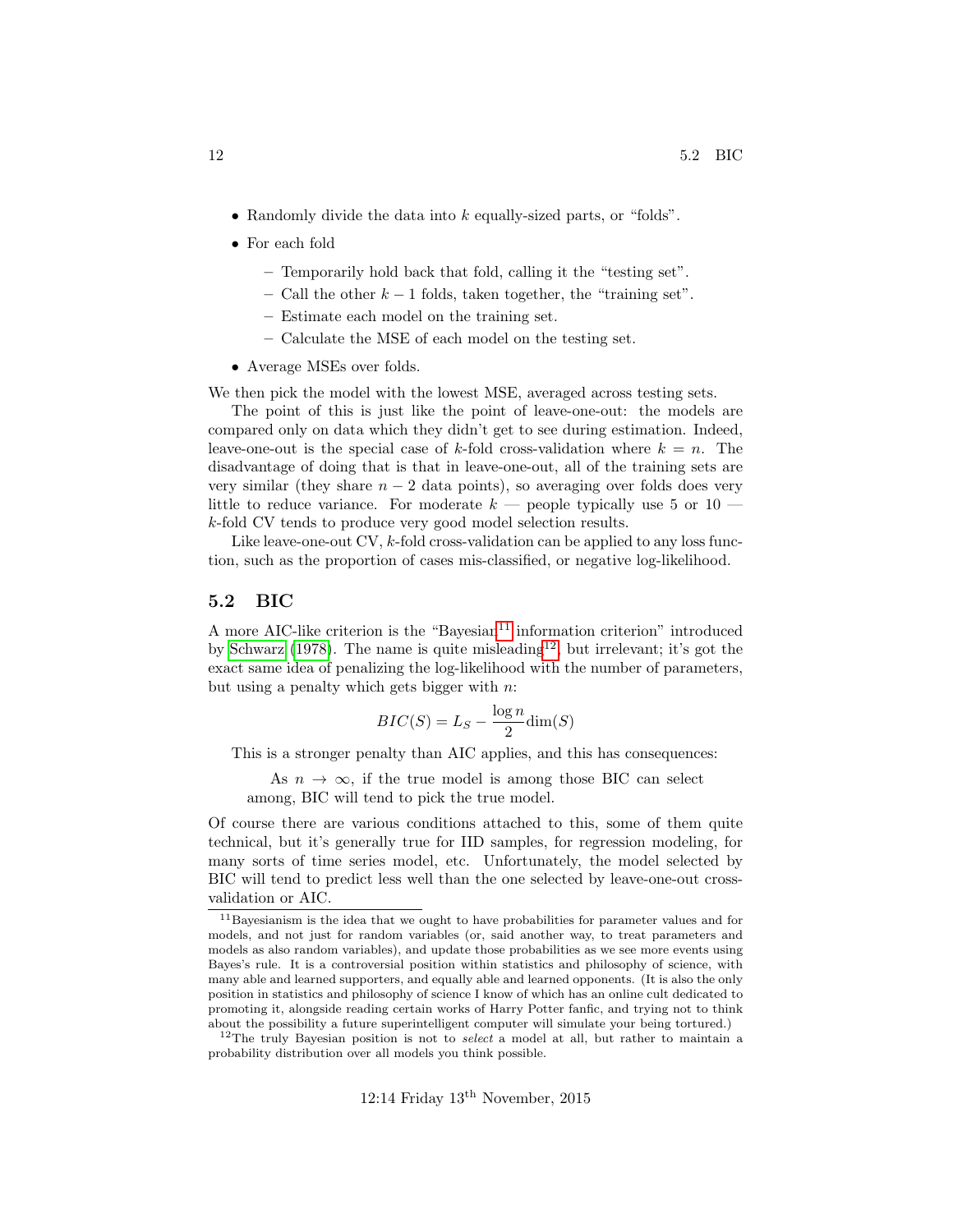- Randomly divide the data into $k$ equally-sized parts, or "folds".
- For each fold
  - Temporarily hold back that fold, calling it the "testing set".
  - Call the other $k-1$ folds, taken together, the "training set".
  - Estimate each model on the training set.
  - Calculate the MSE of each model on the testing set.
- Average MSEs over folds.

We then pick the model with the lowest MSE, averaged across testing sets.

The point of this is just like the point of leave-one-out: the models are compared only on data which they didn't get to see during estimation. Indeed, leave-one-out is the special case of $k$-fold cross-validation where $k = n$. The disadvantage of doing that is that in leave-one-out, all of the training sets are very similar (they share $n - 2$ data points), so averaging over folds does very little to reduce variance. For moderate $k$ — people typically use 5 or 10 — $k$-fold CV tends to produce very good model selection results.

Like leave-one-out CV, $k$-fold cross-validation can be applied to any loss function, such as the proportion of cases mis-classified, or negative log-likelihood.

## 5.2 BIC

A more AIC-like criterion is the "Bayesian[11] information criterion" introduced by Schwarz (1978). The name is quite misleading[12], but irrelevant; it's got the exact same idea of penalizing the log-likelihood with the number of parameters, but using a penalty which gets bigger with $n$:

$$BIC(S) = L_S - \frac{\log n}{2}\dim(S)$$

This is a stronger penalty than AIC applies, and this has consequences:

> As $n \to \infty$, if the true model is among those BIC can select among, BIC will tend to pick the true model.

Of course there are various conditions attached to this, some of them quite technical, but it's generally true for IID samples, for regression modeling, for many sorts of time series model, etc. Unfortunately, the model selected by BIC will tend to predict less well than the one selected by leave-one-out cross-validation or AIC.

---

[11] Bayesianism is the idea that we ought to have probabilities for parameter values and for models, and not just for random variables (or, said another way, to treat parameters and models as also random variables), and update those probabilities as we see more events using Bayes's rule. It is a controversial position within statistics and philosophy of science, with many able and learned supporters, and equally able and learned opponents. (It is also the only position in statistics and philosophy of science I know of which has an online cult dedicated to promoting it, alongside reading certain works of Harry Potter fanfic, and trying not to think about the possibility a future superintelligent computer will simulate your being tortured.)

[12] The truly Bayesian position is not to *select* a model at all, but rather to maintain a probability distribution over all models you think possible.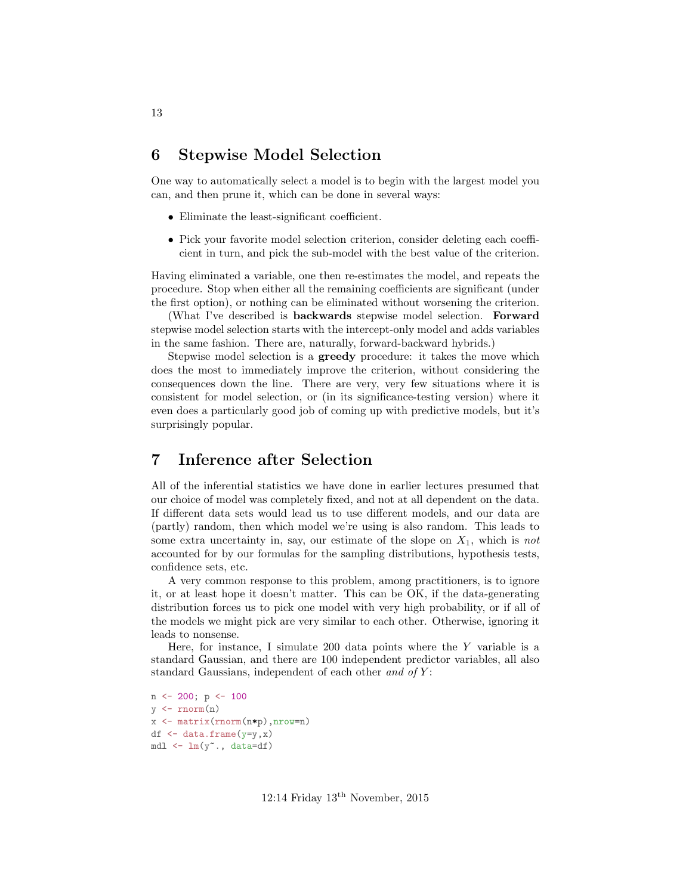## 6 Stepwise Model Selection

One way to automatically select a model is to begin with the largest model you can, and then prune it, which can be done in several ways:

- Eliminate the least-significant coefficient.
- Pick your favorite model selection criterion, consider deleting each coefficient in turn, and pick the sub-model with the best value of the criterion.

Having eliminated a variable, one then re-estimates the model, and repeats the procedure. Stop when either all the remaining coefficients are significant (under the first option), or nothing can be eliminated without worsening the criterion.

(What I've described is **backwards** stepwise model selection. **Forward** stepwise model selection starts with the intercept-only model and adds variables in the same fashion. There are, naturally, forward-backward hybrids.)

Stepwise model selection is a **greedy** procedure: it takes the move which does the most to immediately improve the criterion, without considering the consequences down the line. There are very, very few situations where it is consistent for model selection, or (in its significance-testing version) where it even does a particularly good job of coming up with predictive models, but it's surprisingly popular.

## 7 Inference after Selection

All of the inferential statistics we have done in earlier lectures presumed that our choice of model was completely fixed, and not at all dependent on the data. If different data sets would lead us to use different models, and our data are (partly) random, then which model we're using is also random. This leads to some extra uncertainty in, say, our estimate of the slope on $X_1$, which is *not* accounted for by our formulas for the sampling distributions, hypothesis tests, confidence sets, etc.

A very common response to this problem, among practitioners, is to ignore it, or at least hope it doesn't matter. This can be OK, if the data-generating distribution forces us to pick one model with very high probability, or if all of the models we might pick are very similar to each other. Otherwise, ignoring it leads to nonsense.

Here, for instance, I simulate 200 data points where the $Y$ variable is a standard Gaussian, and there are 100 independent predictor variables, all also standard Gaussians, independent of each other *and of* $Y$:

```
n <- 200; p <- 100
y <- rnorm(n)
x <- matrix(rnorm(n*p),nrow=n)
df <- data.frame(y=y,x)
mdl <- lm(y~., data=df)
```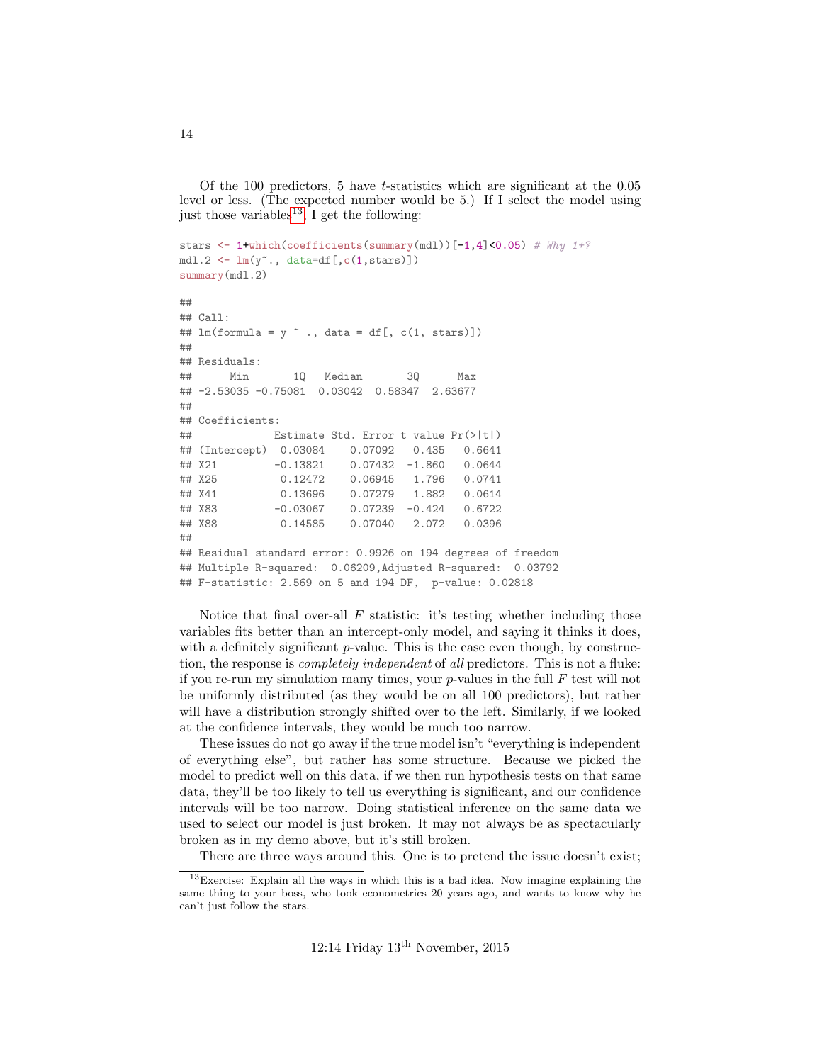Of the 100 predictors, 5 have $t$-statistics which are significant at the 0.05 level or less. (The expected number would be 5.) If I select the model using just those variables[13], I get the following:

```
stars <- 1+which(coefficients(summary(mdl))[-1,4]<0.05) # Why 1+?
mdl.2 <- lm(y~., data=df[,c(1,stars)])
summary(mdl.2)

##
## Call:
## lm(formula = y ~ ., data = df[, c(1, stars)])
##
## Residuals:
##      Min       1Q   Median       3Q      Max
## -2.53035 -0.75081  0.03042  0.58347  2.63677
##
## Coefficients:
##             Estimate Std. Error t value Pr(>|t|)
## (Intercept)  0.03084    0.07092   0.435   0.6641
## X21         -0.13821    0.07432  -1.860   0.0644
## X25          0.12472    0.06945   1.796   0.0741
## X41          0.13696    0.07279   1.882   0.0614
## X83         -0.03067    0.07239  -0.424   0.6722
## X88          0.14585    0.07040   2.072   0.0396
##
## Residual standard error: 0.9926 on 194 degrees of freedom
## Multiple R-squared:  0.06209,Adjusted R-squared:  0.03792
## F-statistic: 2.569 on 5 and 194 DF,  p-value: 0.02818
```

Notice that final over-all $F$ statistic: it's testing whether including those variables fits better than an intercept-only model, and saying it thinks it does, with a definitely significant $p$-value. This is the case even though, by construction, the response is *completely independent* of *all* predictors. This is not a fluke: if you re-run my simulation many times, your $p$-values in the full $F$ test will not be uniformly distributed (as they would be on all 100 predictors), but rather will have a distribution strongly shifted over to the left. Similarly, if we looked at the confidence intervals, they would be much too narrow.

These issues do not go away if the true model isn't "everything is independent of everything else", but rather has some structure. Because we picked the model to predict well on this data, if we then run hypothesis tests on that same data, they'll be too likely to tell us everything is significant, and our confidence intervals will be too narrow. Doing statistical inference on the same data we used to select our model is just broken. It may not always be as spectacularly broken as in my demo above, but it's still broken.

There are three ways around this. One is to pretend the issue doesn't exist;

[13] Exercise: Explain all the ways in which this is a bad idea. Now imagine explaining the same thing to your boss, who took econometrics 20 years ago, and wants to know why he can't just follow the stars.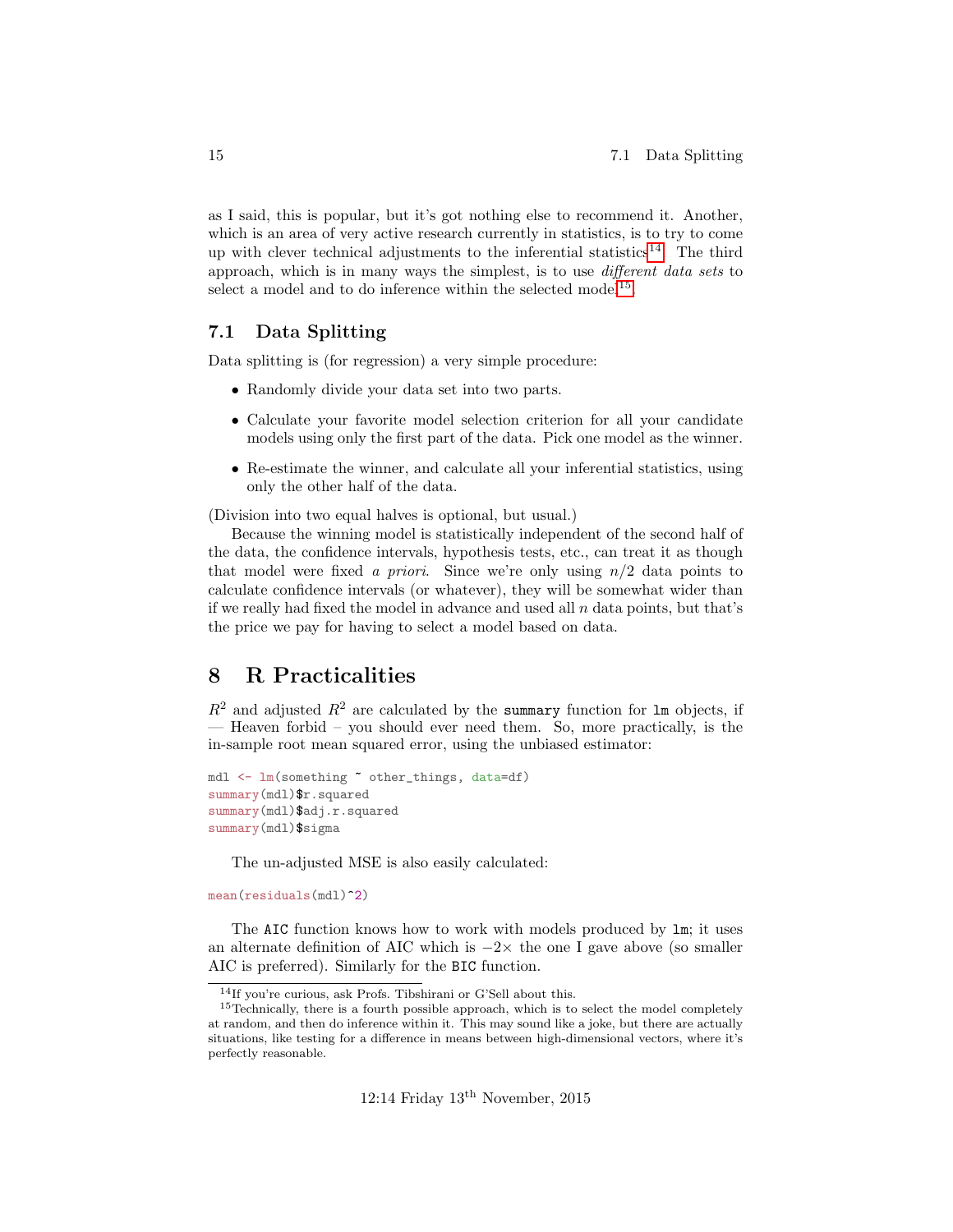as I said, this is popular, but it's got nothing else to recommend it. Another, which is an area of very active research currently in statistics, is to try to come up with clever technical adjustments to the inferential statistics[14]. The third approach, which is in many ways the simplest, is to use *different data sets* to select a model and to do inference within the selected model[15].

## 7.1 Data Splitting

Data splitting is (for regression) a very simple procedure:

- Randomly divide your data set into two parts.
- Calculate your favorite model selection criterion for all your candidate models using only the first part of the data. Pick one model as the winner.
- Re-estimate the winner, and calculate all your inferential statistics, using only the other half of the data.

(Division into two equal halves is optional, but usual.)

Because the winning model is statistically independent of the second half of the data, the confidence intervals, hypothesis tests, etc., can treat it as though that model were fixed *a priori*. Since we're only using $n/2$ data points to calculate confidence intervals (or whatever), they will be somewhat wider than if we really had fixed the model in advance and used all $n$ data points, but that's the price we pay for having to select a model based on data.

# 8 R Practicalities

$R^2$ and adjusted $R^2$ are calculated by the `summary` function for `lm` objects, if — Heaven forbid – you should ever need them. So, more practically, is the in-sample root mean squared error, using the unbiased estimator:

```
mdl <- lm(something ~ other_things, data=df)
summary(mdl)$r.squared
summary(mdl)$adj.r.squared
summary(mdl)$sigma
```

The un-adjusted MSE is also easily calculated:

```
mean(residuals(mdl)^2)
```

The `AIC` function knows how to work with models produced by `lm`; it uses an alternate definition of AIC which is $-2\times$ the one I gave above (so smaller AIC is preferred). Similarly for the `BIC` function.

[14] If you're curious, ask Profs. Tibshirani or G'Sell about this.

[15] Technically, there is a fourth possible approach, which is to select the model completely at random, and then do inference within it. This may sound like a joke, but there are actually situations, like testing for a difference in means between high-dimensional vectors, where it's perfectly reasonable.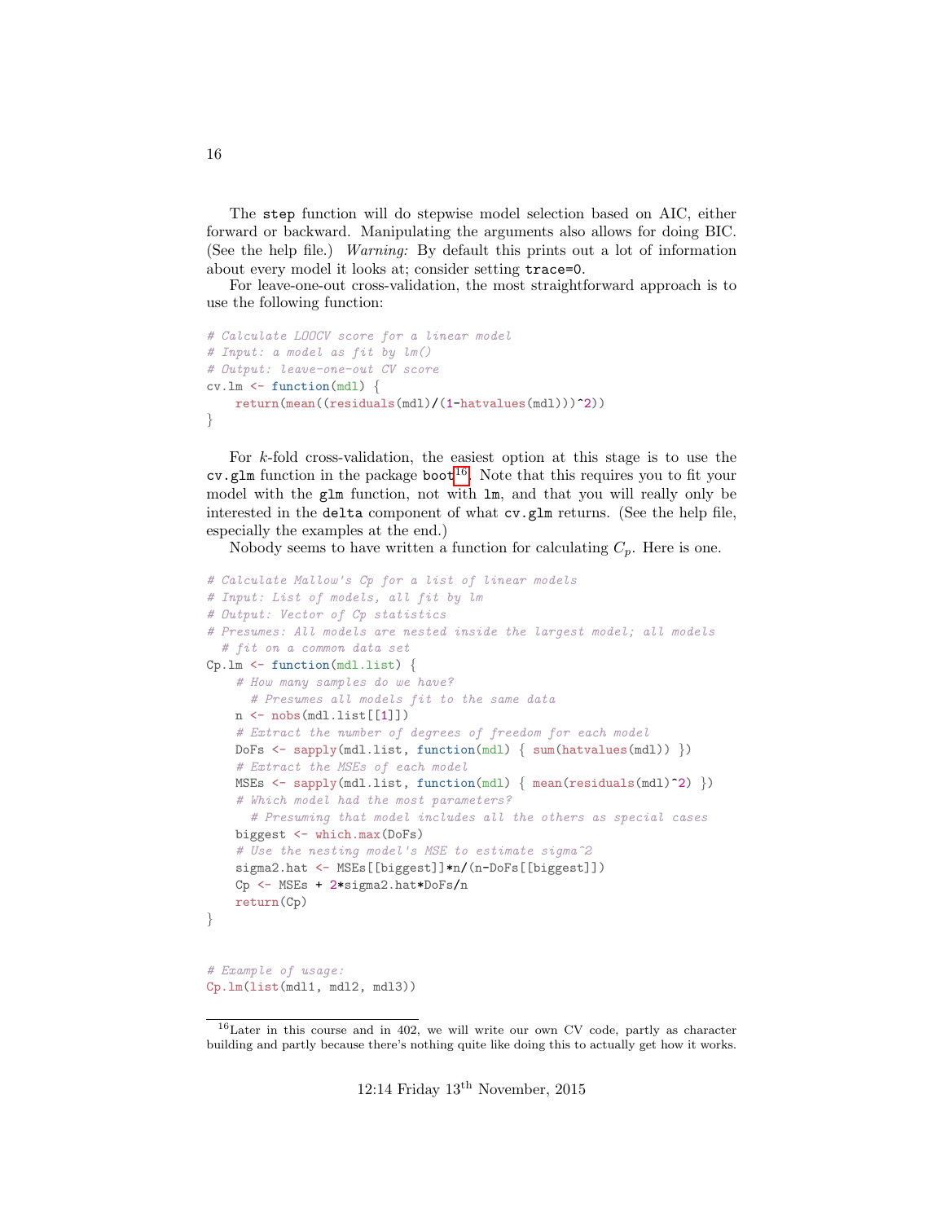The `step` function will do stepwise model selection based on AIC, either forward or backward. Manipulating the arguments also allows for doing BIC. (See the help file.) *Warning:* By default this prints out a lot of information about every model it looks at; consider setting `trace=0`.

For leave-one-out cross-validation, the most straightforward approach is to use the following function:

```
# Calculate LOOCV score for a linear model
# Input: a model as fit by lm()
# Output: leave-one-out CV score
cv.lm <- function(mdl) {
    return(mean((residuals(mdl)/(1-hatvalues(mdl)))^2))
}
```

For $k$-fold cross-validation, the easiest option at this stage is to use the `cv.glm` function in the package `boot`[16]. Note that this requires you to fit your model with the `glm` function, not with `lm`, and that you will really only be interested in the `delta` component of what `cv.glm` returns. (See the help file, especially the examples at the end.)

Nobody seems to have written a function for calculating $C_p$. Here is one.

```
# Calculate Mallow's Cp for a list of linear models
# Input: List of models, all fit by lm
# Output: Vector of Cp statistics
# Presumes: All models are nested inside the largest model; all models
  # fit on a common data set
Cp.lm <- function(mdl.list) {
    # How many samples do we have?
      # Presumes all models fit to the same data
    n <- nobs(mdl.list[[1]])
    # Extract the number of degrees of freedom for each model
    DoFs <- sapply(mdl.list, function(mdl) { sum(hatvalues(mdl)) })
    # Extract the MSEs of each model
    MSEs <- sapply(mdl.list, function(mdl) { mean(residuals(mdl)^2) })
    # Which model had the most parameters?
      # Presuming that model includes all the others as special cases
    biggest <- which.max(DoFs)
    # Use the nesting model's MSE to estimate sigma^2
    sigma2.hat <- MSEs[[biggest]]*n/(n-DoFs[[biggest]])
    Cp <- MSEs + 2*sigma2.hat*DoFs/n
    return(Cp)
}


# Example of usage:
Cp.lm(list(mdl1, mdl2, mdl3))
```

[16] Later in this course and in 402, we will write our own CV code, partly as character building and partly because there's nothing quite like doing this to actually get how it works.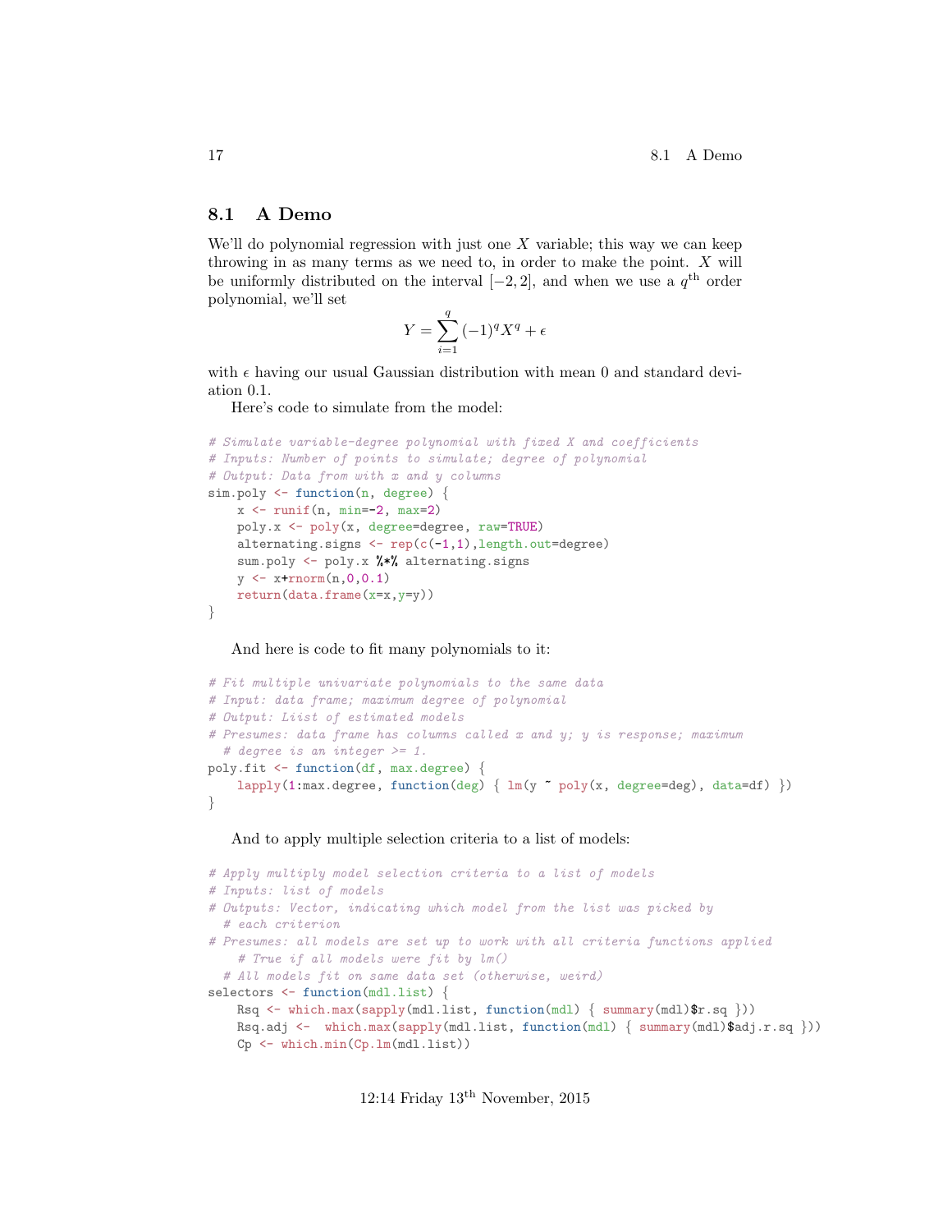## 8.1 A Demo

We'll do polynomial regression with just one $X$ variable; this way we can keep throwing in as many terms as we need to, in order to make the point. $X$ will be uniformly distributed on the interval $[-2, 2]$, and when we use a $q^{\text{th}}$ order polynomial, we'll set

$$Y = \sum_{i=1}^{q} (-1)^q X^q + \epsilon$$

with $\epsilon$ having our usual Gaussian distribution with mean 0 and standard deviation 0.1.

Here's code to simulate from the model:

```
# Simulate variable-degree polynomial with fixed X and coefficients
# Inputs: Number of points to simulate; degree of polynomial
# Output: Data from with x and y columns
sim.poly <- function(n, degree) {
    x <- runif(n, min=-2, max=2)
    poly.x <- poly(x, degree=degree, raw=TRUE)
    alternating.signs <- rep(c(-1,1),length.out=degree)
    sum.poly <- poly.x %*% alternating.signs
    y <- x+rnorm(n,0,0.1)
    return(data.frame(x=x,y=y))
}
```

And here is code to fit many polynomials to it:

```
# Fit multiple univariate polynomials to the same data
# Input: data frame; maximum degree of polynomial
# Output: Liist of estimated models
# Presumes: data frame has columns called x and y; y is response; maximum
  # degree is an integer >= 1.
poly.fit <- function(df, max.degree) {
    lapply(1:max.degree, function(deg) { lm(y ~ poly(x, degree=deg), data=df) })
}
```

And to apply multiple selection criteria to a list of models:

```
# Apply multiply model selection criteria to a list of models
# Inputs: list of models
# Outputs: Vector, indicating which model from the list was picked by
  # each criterion
# Presumes: all models are set up to work with all criteria functions applied
    # True if all models were fit by lm()
  # All models fit on same data set (otherwise, weird)
selectors <- function(mdl.list) {
    Rsq <- which.max(sapply(mdl.list, function(mdl) { summary(mdl)$r.sq }))
    Rsq.adj <-  which.max(sapply(mdl.list, function(mdl) { summary(mdl)$adj.r.sq }))
    Cp <- which.min(Cp.lm(mdl.list))
```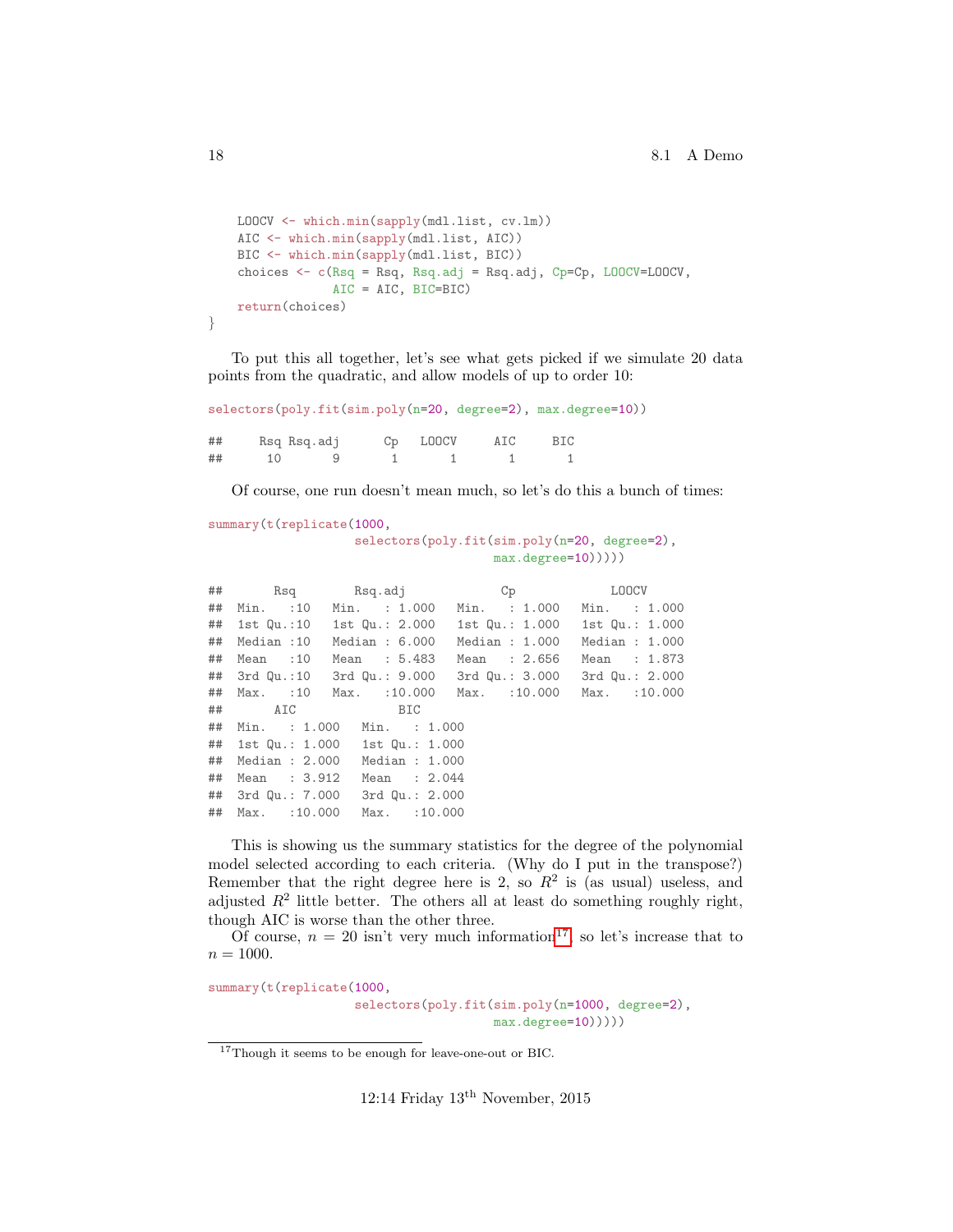```r
    LOOCV <- which.min(sapply(mdl.list, cv.lm))
    AIC <- which.min(sapply(mdl.list, AIC))
    BIC <- which.min(sapply(mdl.list, BIC))
    choices <- c(Rsq = Rsq, Rsq.adj = Rsq.adj, Cp=Cp, LOOCV=LOOCV,
                 AIC = AIC, BIC=BIC)
    return(choices)
}
```

To put this all together, let's see what gets picked if we simulate 20 data points from the quadratic, and allow models of up to order 10:

```r
selectors(poly.fit(sim.poly(n=20, degree=2), max.degree=10))

##     Rsq Rsq.adj      Cp   LOOCV     AIC     BIC
##      10       9       1       1       1       1
```

Of course, one run doesn't mean much, so let's do this a bunch of times:

```r
summary(t(replicate(1000,
                    selectors(poly.fit(sim.poly(n=20, degree=2),
                                       max.degree=10)))))

##       Rsq        Rsq.adj             Cp             LOOCV
##  Min.   :10   Min.   : 1.000   Min.   : 1.000   Min.   : 1.000
##  1st Qu.:10   1st Qu.: 2.000   1st Qu.: 1.000   1st Qu.: 1.000
##  Median :10   Median : 6.000   Median : 1.000   Median : 1.000
##  Mean   :10   Mean   : 5.483   Mean   : 2.656   Mean   : 1.873
##  3rd Qu.:10   3rd Qu.: 9.000   3rd Qu.: 3.000   3rd Qu.: 2.000
##  Max.   :10   Max.   :10.000   Max.   :10.000   Max.   :10.000
##       AIC              BIC
##  Min.   : 1.000   Min.   : 1.000
##  1st Qu.: 1.000   1st Qu.: 1.000
##  Median : 2.000   Median : 1.000
##  Mean   : 3.912   Mean   : 2.044
##  3rd Qu.: 7.000   3rd Qu.: 2.000
##  Max.   :10.000   Max.   :10.000
```

This is showing us the summary statistics for the degree of the polynomial model selected according to each criteria. (Why do I put in the transpose?) Remember that the right degree here is 2, so $R^2$ is (as usual) useless, and adjusted $R^2$ little better. The others all at least do something roughly right, though AIC is worse than the other three.

Of course, $n = 20$ isn't very much information[17], so let's increase that to $n = 1000$.

```r
summary(t(replicate(1000,
                    selectors(poly.fit(sim.poly(n=1000, degree=2),
                                       max.degree=10)))))
```

[17] Though it seems to be enough for leave-one-out or BIC.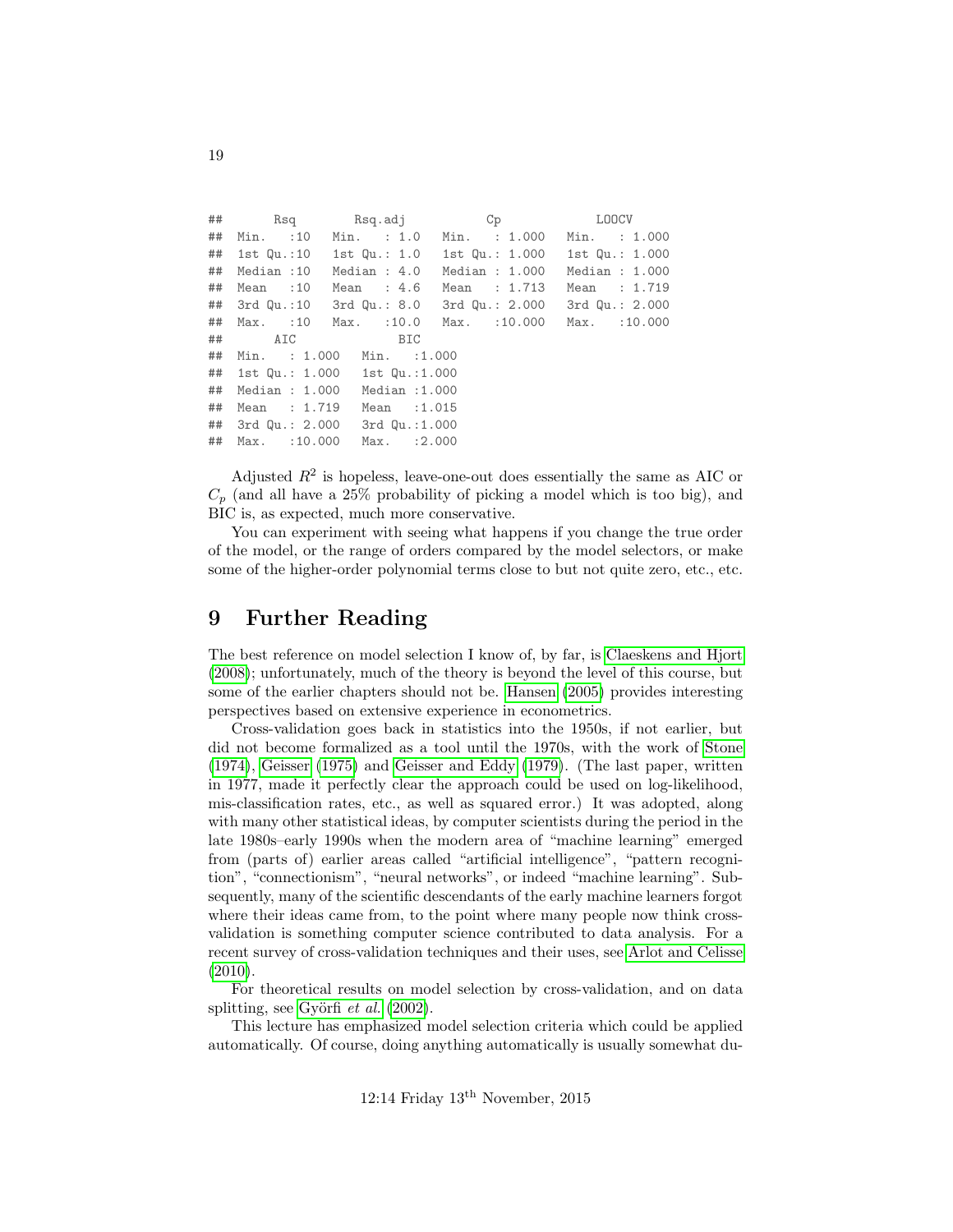```
##       Rsq        Rsq.adj           Cp              LOOCV
##  Min.   :10   Min.   : 1.0   Min.   : 1.000   Min.   : 1.000
##  1st Qu.:10   1st Qu.: 1.0   1st Qu.: 1.000   1st Qu.: 1.000
##  Median :10   Median : 4.0   Median : 1.000   Median : 1.000
##  Mean   :10   Mean   : 4.6   Mean   : 1.713   Mean   : 1.719
##  3rd Qu.:10   3rd Qu.: 8.0   3rd Qu.: 2.000   3rd Qu.: 2.000
##  Max.   :10   Max.   :10.0   Max.   :10.000   Max.   :10.000
##       AIC              BIC
##  Min.   : 1.000   Min.   :1.000
##  1st Qu.: 1.000   1st Qu.:1.000
##  Median : 1.000   Median :1.000
##  Mean   : 1.719   Mean   :1.015
##  3rd Qu.: 2.000   3rd Qu.:1.000
##  Max.   :10.000   Max.   :2.000
```

Adjusted $R^2$ is hopeless, leave-one-out does essentially the same as AIC or $C_p$ (and all have a 25% probability of picking a model which is too big), and BIC is, as expected, much more conservative.

You can experiment with seeing what happens if you change the true order of the model, or the range of orders compared by the model selectors, or make some of the higher-order polynomial terms close to but not quite zero, etc., etc.

# 9 Further Reading

The best reference on model selection I know of, by far, is Claeskens and Hjort (2008); unfortunately, much of the theory is beyond the level of this course, but some of the earlier chapters should not be. Hansen (2005) provides interesting perspectives based on extensive experience in econometrics.

Cross-validation goes back in statistics into the 1950s, if not earlier, but did not become formalized as a tool until the 1970s, with the work of Stone (1974), Geisser (1975) and Geisser and Eddy (1979). (The last paper, written in 1977, made it perfectly clear the approach could be used on log-likelihood, mis-classification rates, etc., as well as squared error.) It was adopted, along with many other statistical ideas, by computer scientists during the period in the late 1980s–early 1990s when the modern area of "machine learning" emerged from (parts of) earlier areas called "artificial intelligence", "pattern recognition", "connectionism", "neural networks", or indeed "machine learning". Subsequently, many of the scientific descendants of the early machine learners forgot where their ideas came from, to the point where many people now think cross-validation is something computer science contributed to data analysis. For a recent survey of cross-validation techniques and their uses, see Arlot and Celisse (2010).

For theoretical results on model selection by cross-validation, and on data splitting, see Györfi *et al.* (2002).

This lecture has emphasized model selection criteria which could be applied automatically. Of course, doing anything automatically is usually somewhat du-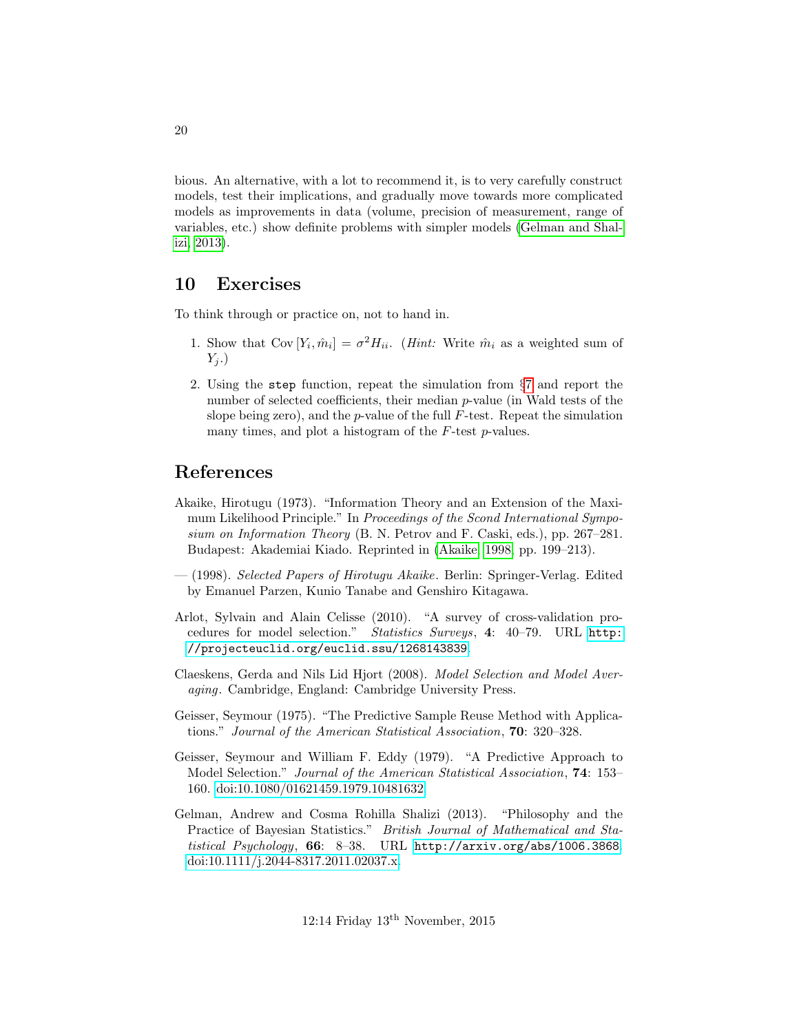bious. An alternative, with a lot to recommend it, is to very carefully construct models, test their implications, and gradually move towards more complicated models as improvements in data (volume, precision of measurement, range of variables, etc.) show definite problems with simpler models (Gelman and Shalizi, 2013).

## 10 Exercises

To think through or practice on, not to hand in.

1. Show that $\text{Cov}[Y_i, \hat{m}_i] = \sigma^2 H_{ii}$. (*Hint:* Write $\hat{m}_i$ as a weighted sum of $Y_j$.)
2. Using the `step` function, repeat the simulation from §7 and report the number of selected coefficients, their median $p$-value (in Wald tests of the slope being zero), and the $p$-value of the full $F$-test. Repeat the simulation many times, and plot a histogram of the $F$-test $p$-values.

## References

Akaike, Hirotugu (1973). "Information Theory and an Extension of the Maximum Likelihood Principle." In *Proceedings of the Scond International Symposium on Information Theory* (B. N. Petrov and F. Caski, eds.), pp. 267–281. Budapest: Akademiai Kiado. Reprinted in (Akaike, 1998, pp. 199–213).

— (1998). *Selected Papers of Hirotugu Akaike*. Berlin: Springer-Verlag. Edited by Emanuel Parzen, Kunio Tanabe and Genshiro Kitagawa.

Arlot, Sylvain and Alain Celisse (2010). "A survey of cross-validation procedures for model selection." *Statistics Surveys*, **4**: 40–79. URL `http://projecteuclid.org/euclid.ssu/1268143839`.

Claeskens, Gerda and Nils Lid Hjort (2008). *Model Selection and Model Averaging*. Cambridge, England: Cambridge University Press.

Geisser, Seymour (1975). "The Predictive Sample Reuse Method with Applications." *Journal of the American Statistical Association*, **70**: 320–328.

Geisser, Seymour and William F. Eddy (1979). "A Predictive Approach to Model Selection." *Journal of the American Statistical Association*, **74**: 153–160. doi:10.1080/01621459.1979.10481632.

Gelman, Andrew and Cosma Rohilla Shalizi (2013). "Philosophy and the Practice of Bayesian Statistics." *British Journal of Mathematical and Statistical Psychology*, **66**: 8–38. URL `http://arxiv.org/abs/1006.3868`. doi:10.1111/j.2044-8317.2011.02037.x.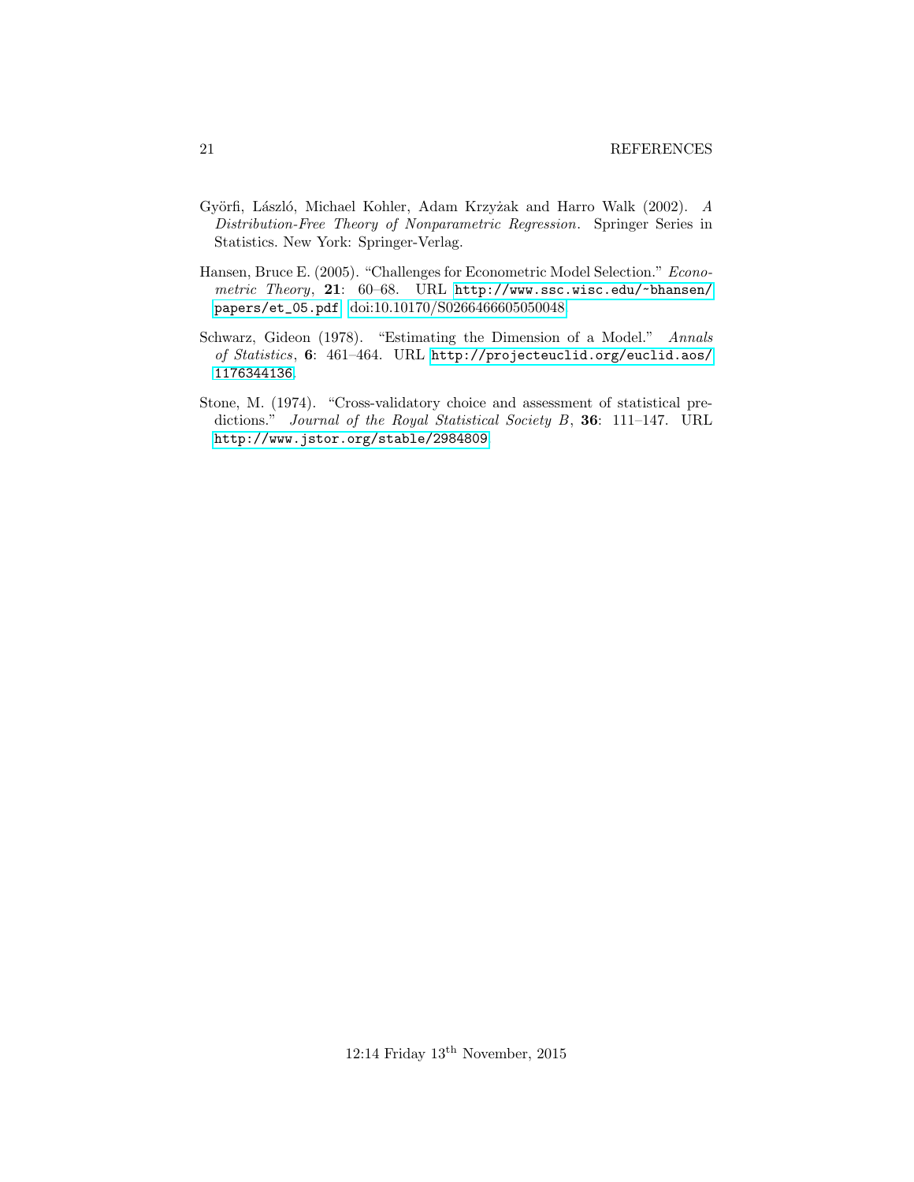Györfi, László, Michael Kohler, Adam Krzyżak and Harro Walk (2002). *A Distribution-Free Theory of Nonparametric Regression*. Springer Series in Statistics. New York: Springer-Verlag.

Hansen, Bruce E. (2005). "Challenges for Econometric Model Selection." *Econometric Theory*, **21**: 60–68. URL http://www.ssc.wisc.edu/~bhansen/papers/et_05.pdf. doi:10.10170/S0266466605050048.

Schwarz, Gideon (1978). "Estimating the Dimension of a Model." *Annals of Statistics*, **6**: 461–464. URL http://projecteuclid.org/euclid.aos/1176344136.

Stone, M. (1974). "Cross-validatory choice and assessment of statistical predictions." *Journal of the Royal Statistical Society B*, **36**: 111–147. URL http://www.jstor.org/stable/2984809.